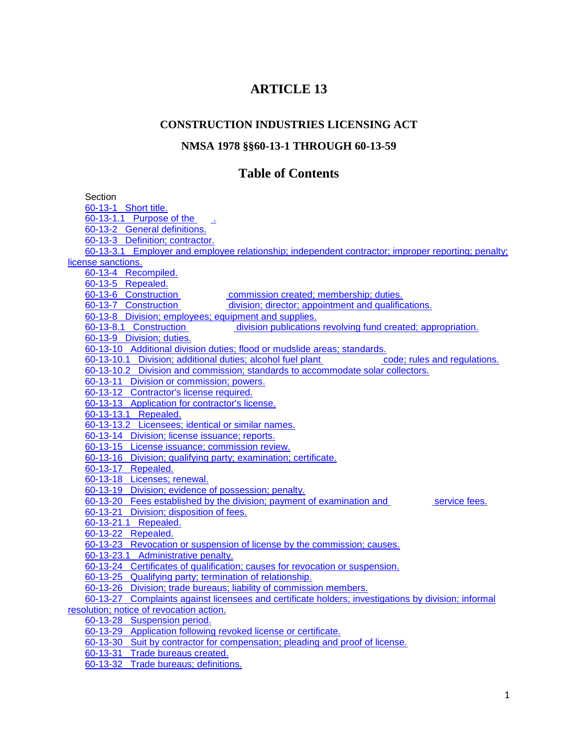# ARTICLE 13

## CONSTRUCTION INDUSTRIES LICENSING ACT

### NMSA 1978 §§60-13-1 THROUGH 60-13-59

## Table of Contents

Section

60-13-1 Short title.
60-13-1.1 Purpose of the .
60-13-2 General definitions.
60-13-3 Definition; contractor.
60-13-3.1 Employer and employee relationship; independent contractor; improper reporting; penalty; license sanctions.
60-13-4 Recompiled.
60-13-5 Repealed.
60-13-6 Construction commission created; membership; duties.
60-13-7 Construction division; director; appointment and qualifications.
60-13-8 Division; employees; equipment and supplies.
60-13-8.1 Construction division publications revolving fund created; appropriation.
60-13-9 Division; duties.
60-13-10 Additional division duties; flood or mudslide areas; standards.
60-13-10.1 Division; additional duties; alcohol fuel plant code; rules and regulations.
60-13-10.2 Division and commission; standards to accommodate solar collectors.
60-13-11 Division or commission; powers.
60-13-12 Contractor's license required.
60-13-13 Application for contractor's license.
60-13-13.1 Repealed.
60-13-13.2 Licensees; identical or similar names.
60-13-14 Division; license issuance; reports.
60-13-15 License issuance; commission review.
60-13-16 Division; qualifying party; examination; certificate.
60-13-17 Repealed.
60-13-18 Licenses; renewal.
60-13-19 Division; evidence of possession; penalty.
60-13-20 Fees established by the division; payment of examination and service fees.
60-13-21 Division; disposition of fees.
60-13-21.1 Repealed.
60-13-22 Repealed.
60-13-23 Revocation or suspension of license by the commission; causes.
60-13-23.1 Administrative penalty.
60-13-24 Certificates of qualification; causes for revocation or suspension.
60-13-25 Qualifying party; termination of relationship.
60-13-26 Division; trade bureaus; liability of commission members.
60-13-27 Complaints against licensees and certificate holders; investigations by division; informal resolution; notice of revocation action.
60-13-28 Suspension period.
60-13-29 Application following revoked license or certificate.
60-13-30 Suit by contractor for compensation; pleading and proof of license.
60-13-31 Trade bureaus created.
60-13-32 Trade bureaus; definitions.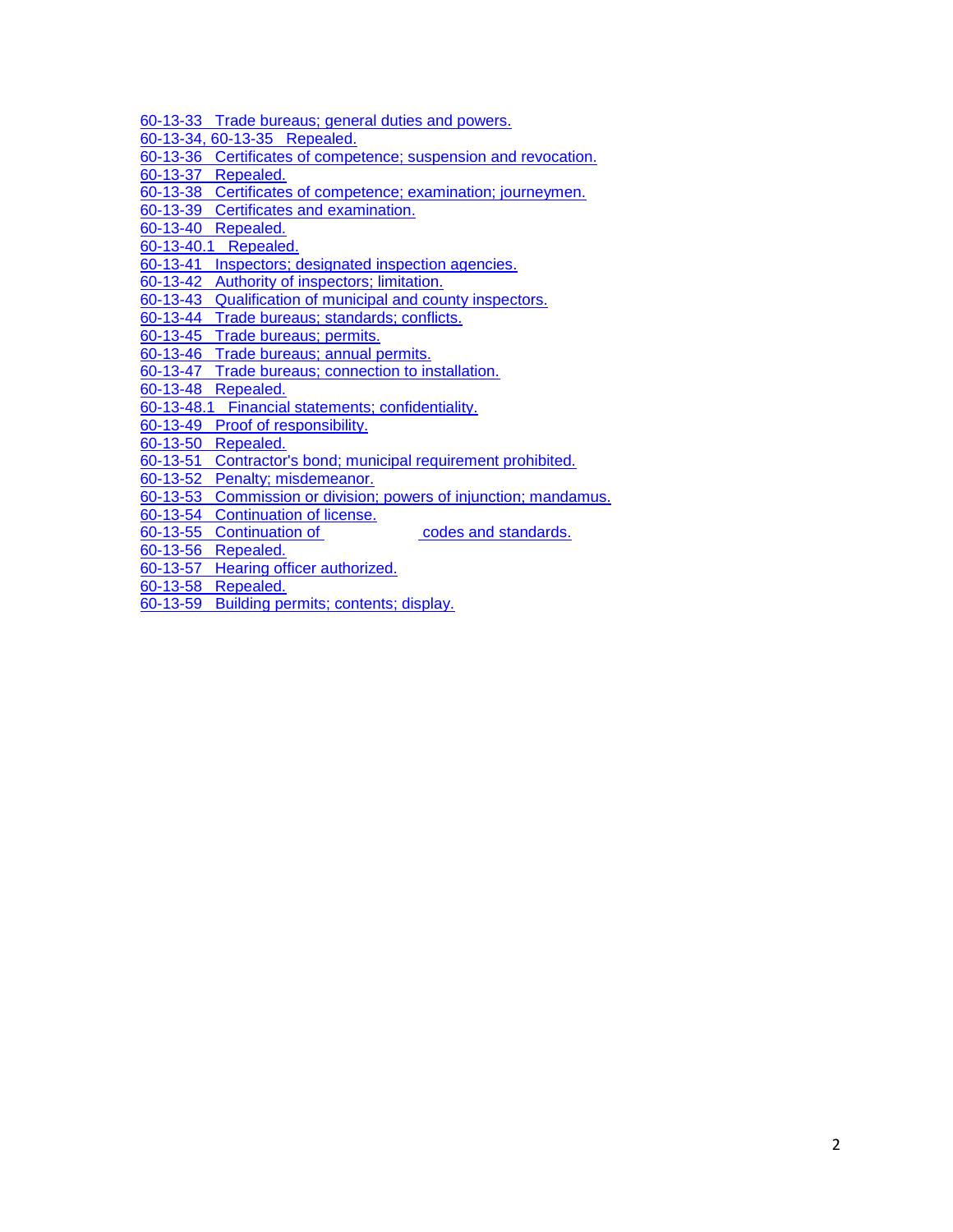60-13-33 Trade bureaus; general duties and powers.
60-13-34, 60-13-35 Repealed.
60-13-36 Certificates of competence; suspension and revocation.
60-13-37 Repealed.
60-13-38 Certificates of competence; examination; journeymen.
60-13-39 Certificates and examination.
60-13-40 Repealed.
60-13-40.1 Repealed.
60-13-41 Inspectors; designated inspection agencies.
60-13-42 Authority of inspectors; limitation.
60-13-43 Qualification of municipal and county inspectors.
60-13-44 Trade bureaus; standards; conflicts.
60-13-45 Trade bureaus; permits.
60-13-46 Trade bureaus; annual permits.
60-13-47 Trade bureaus; connection to installation.
60-13-48 Repealed.
60-13-48.1 Financial statements; confidentiality.
60-13-49 Proof of responsibility.
60-13-50 Repealed.
60-13-51 Contractor's bond; municipal requirement prohibited.
60-13-52 Penalty; misdemeanor.
60-13-53 Commission or division; powers of injunction; mandamus.
60-13-54 Continuation of license.
60-13-55 Continuation of codes and standards.
60-13-56 Repealed.
60-13-57 Hearing officer authorized.
60-13-58 Repealed.
60-13-59 Building permits; contents; display.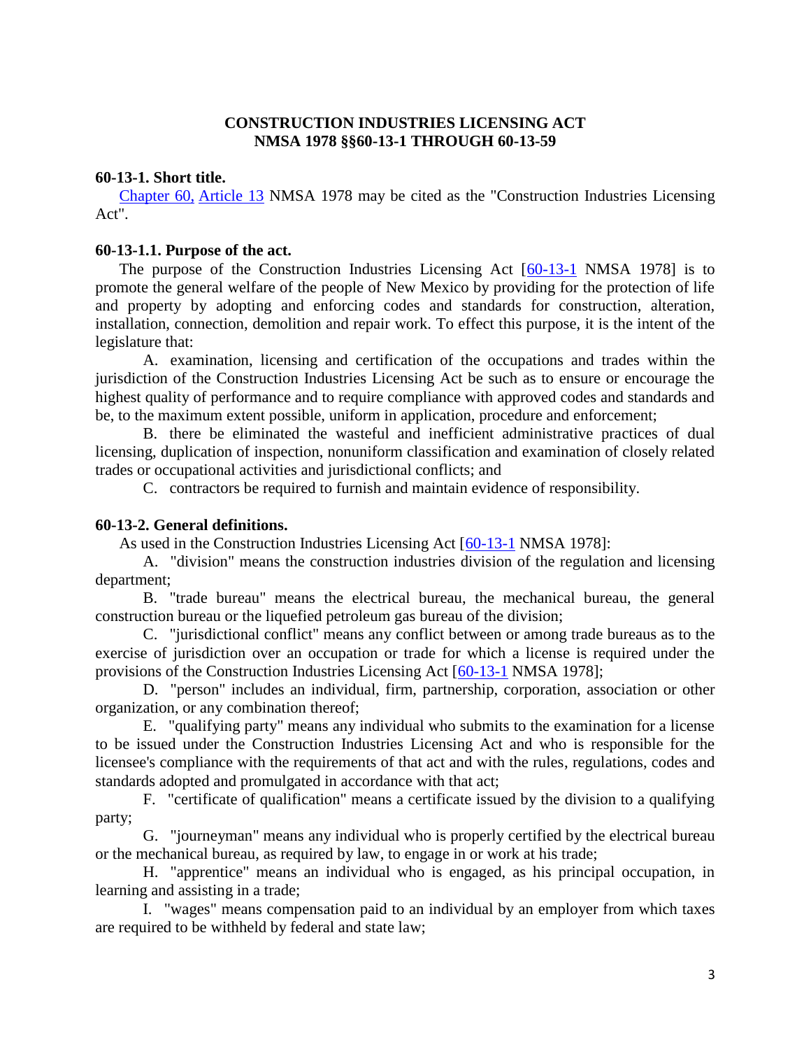# CONSTRUCTION INDUSTRIES LICENSING ACT
# NMSA 1978 §§60-13-1 THROUGH 60-13-59

### 60-13-1. Short title.

Chapter 60, Article 13 NMSA 1978 may be cited as the "Construction Industries Licensing Act".

### 60-13-1.1. Purpose of the act.

The purpose of the Construction Industries Licensing Act [60-13-1 NMSA 1978] is to promote the general welfare of the people of New Mexico by providing for the protection of life and property by adopting and enforcing codes and standards for construction, alteration, installation, connection, demolition and repair work. To effect this purpose, it is the intent of the legislature that:

A. examination, licensing and certification of the occupations and trades within the jurisdiction of the Construction Industries Licensing Act be such as to ensure or encourage the highest quality of performance and to require compliance with approved codes and standards and be, to the maximum extent possible, uniform in application, procedure and enforcement;

B. there be eliminated the wasteful and inefficient administrative practices of dual licensing, duplication of inspection, nonuniform classification and examination of closely related trades or occupational activities and jurisdictional conflicts; and

C. contractors be required to furnish and maintain evidence of responsibility.

### 60-13-2. General definitions.

As used in the Construction Industries Licensing Act [60-13-1 NMSA 1978]:

A. "division" means the construction industries division of the regulation and licensing department;

B. "trade bureau" means the electrical bureau, the mechanical bureau, the general construction bureau or the liquefied petroleum gas bureau of the division;

C. "jurisdictional conflict" means any conflict between or among trade bureaus as to the exercise of jurisdiction over an occupation or trade for which a license is required under the provisions of the Construction Industries Licensing Act [60-13-1 NMSA 1978];

D. "person" includes an individual, firm, partnership, corporation, association or other organization, or any combination thereof;

E. "qualifying party" means any individual who submits to the examination for a license to be issued under the Construction Industries Licensing Act and who is responsible for the licensee's compliance with the requirements of that act and with the rules, regulations, codes and standards adopted and promulgated in accordance with that act;

F. "certificate of qualification" means a certificate issued by the division to a qualifying party;

G. "journeyman" means any individual who is properly certified by the electrical bureau or the mechanical bureau, as required by law, to engage in or work at his trade;

H. "apprentice" means an individual who is engaged, as his principal occupation, in learning and assisting in a trade;

I. "wages" means compensation paid to an individual by an employer from which taxes are required to be withheld by federal and state law;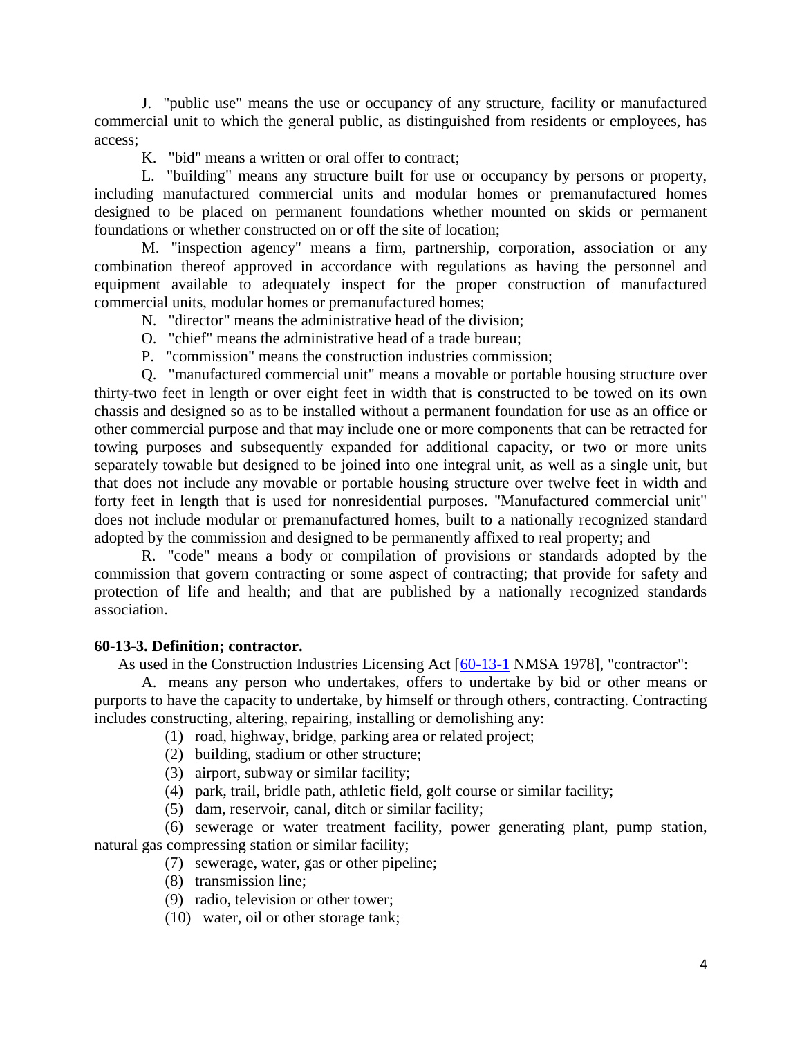J. "public use" means the use or occupancy of any structure, facility or manufactured commercial unit to which the general public, as distinguished from residents or employees, has access;

K. "bid" means a written or oral offer to contract;

L. "building" means any structure built for use or occupancy by persons or property, including manufactured commercial units and modular homes or premanufactured homes designed to be placed on permanent foundations whether mounted on skids or permanent foundations or whether constructed on or off the site of location;

M. "inspection agency" means a firm, partnership, corporation, association or any combination thereof approved in accordance with regulations as having the personnel and equipment available to adequately inspect for the proper construction of manufactured commercial units, modular homes or premanufactured homes;

N. "director" means the administrative head of the division;

O. "chief" means the administrative head of a trade bureau;

P. "commission" means the construction industries commission;

Q. "manufactured commercial unit" means a movable or portable housing structure over thirty-two feet in length or over eight feet in width that is constructed to be towed on its own chassis and designed so as to be installed without a permanent foundation for use as an office or other commercial purpose and that may include one or more components that can be retracted for towing purposes and subsequently expanded for additional capacity, or two or more units separately towable but designed to be joined into one integral unit, as well as a single unit, but that does not include any movable or portable housing structure over twelve feet in width and forty feet in length that is used for nonresidential purposes. "Manufactured commercial unit" does not include modular or premanufactured homes, built to a nationally recognized standard adopted by the commission and designed to be permanently affixed to real property; and

R. "code" means a body or compilation of provisions or standards adopted by the commission that govern contracting or some aspect of contracting; that provide for safety and protection of life and health; and that are published by a nationally recognized standards association.

**60-13-3. Definition; contractor.**

As used in the Construction Industries Licensing Act [60-13-1 NMSA 1978], "contractor":

A. means any person who undertakes, offers to undertake by bid or other means or purports to have the capacity to undertake, by himself or through others, contracting. Contracting includes constructing, altering, repairing, installing or demolishing any:

(1) road, highway, bridge, parking area or related project;

(2) building, stadium or other structure;

(3) airport, subway or similar facility;

(4) park, trail, bridle path, athletic field, golf course or similar facility;

(5) dam, reservoir, canal, ditch or similar facility;

(6) sewerage or water treatment facility, power generating plant, pump station, natural gas compressing station or similar facility;

(7) sewerage, water, gas or other pipeline;

(8) transmission line;

(9) radio, television or other tower;

(10) water, oil or other storage tank;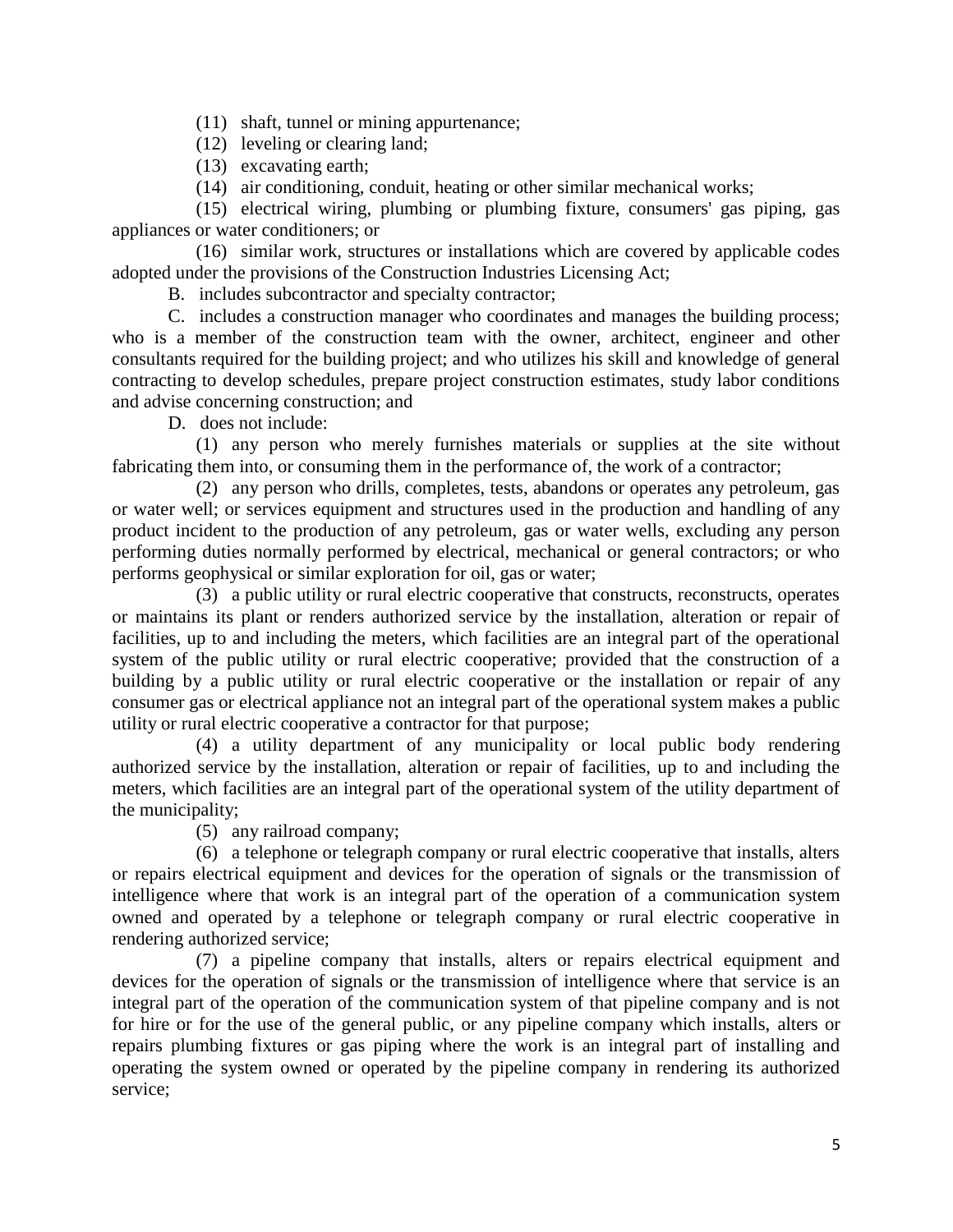(11) shaft, tunnel or mining appurtenance;

(12) leveling or clearing land;

(13) excavating earth;

(14) air conditioning, conduit, heating or other similar mechanical works;

(15) electrical wiring, plumbing or plumbing fixture, consumers' gas piping, gas appliances or water conditioners; or

(16) similar work, structures or installations which are covered by applicable codes adopted under the provisions of the Construction Industries Licensing Act;

B. includes subcontractor and specialty contractor;

C. includes a construction manager who coordinates and manages the building process; who is a member of the construction team with the owner, architect, engineer and other consultants required for the building project; and who utilizes his skill and knowledge of general contracting to develop schedules, prepare project construction estimates, study labor conditions and advise concerning construction; and

D. does not include:

(1) any person who merely furnishes materials or supplies at the site without fabricating them into, or consuming them in the performance of, the work of a contractor;

(2) any person who drills, completes, tests, abandons or operates any petroleum, gas or water well; or services equipment and structures used in the production and handling of any product incident to the production of any petroleum, gas or water wells, excluding any person performing duties normally performed by electrical, mechanical or general contractors; or who performs geophysical or similar exploration for oil, gas or water;

(3) a public utility or rural electric cooperative that constructs, reconstructs, operates or maintains its plant or renders authorized service by the installation, alteration or repair of facilities, up to and including the meters, which facilities are an integral part of the operational system of the public utility or rural electric cooperative; provided that the construction of a building by a public utility or rural electric cooperative or the installation or repair of any consumer gas or electrical appliance not an integral part of the operational system makes a public utility or rural electric cooperative a contractor for that purpose;

(4) a utility department of any municipality or local public body rendering authorized service by the installation, alteration or repair of facilities, up to and including the meters, which facilities are an integral part of the operational system of the utility department of the municipality;

(5) any railroad company;

(6) a telephone or telegraph company or rural electric cooperative that installs, alters or repairs electrical equipment and devices for the operation of signals or the transmission of intelligence where that work is an integral part of the operation of a communication system owned and operated by a telephone or telegraph company or rural electric cooperative in rendering authorized service;

(7) a pipeline company that installs, alters or repairs electrical equipment and devices for the operation of signals or the transmission of intelligence where that service is an integral part of the operation of the communication system of that pipeline company and is not for hire or for the use of the general public, or any pipeline company which installs, alters or repairs plumbing fixtures or gas piping where the work is an integral part of installing and operating the system owned or operated by the pipeline company in rendering its authorized service;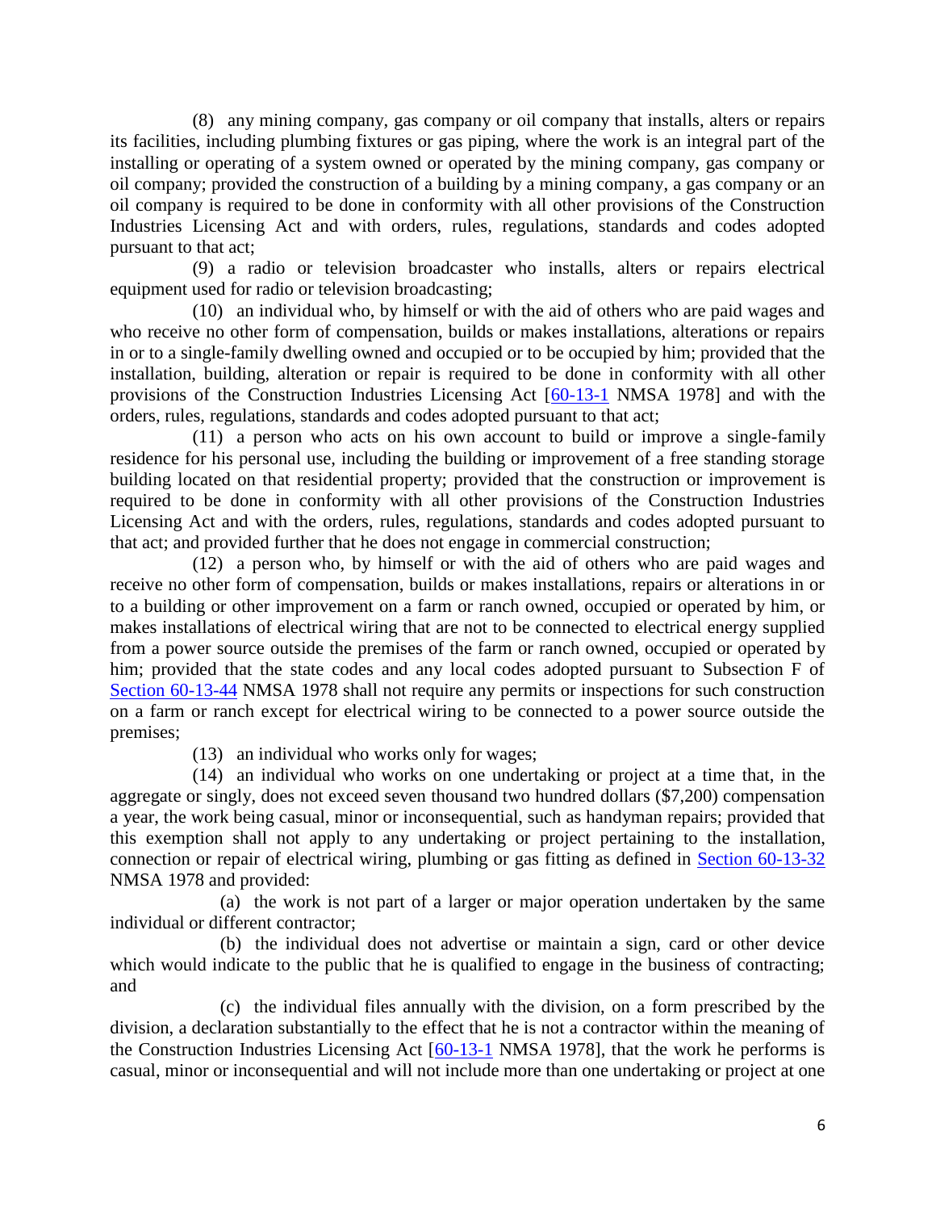(8) any mining company, gas company or oil company that installs, alters or repairs its facilities, including plumbing fixtures or gas piping, where the work is an integral part of the installing or operating of a system owned or operated by the mining company, gas company or oil company; provided the construction of a building by a mining company, a gas company or an oil company is required to be done in conformity with all other provisions of the Construction Industries Licensing Act and with orders, rules, regulations, standards and codes adopted pursuant to that act;

(9) a radio or television broadcaster who installs, alters or repairs electrical equipment used for radio or television broadcasting;

(10) an individual who, by himself or with the aid of others who are paid wages and who receive no other form of compensation, builds or makes installations, alterations or repairs in or to a single-family dwelling owned and occupied or to be occupied by him; provided that the installation, building, alteration or repair is required to be done in conformity with all other provisions of the Construction Industries Licensing Act [60-13-1 NMSA 1978] and with the orders, rules, regulations, standards and codes adopted pursuant to that act;

(11) a person who acts on his own account to build or improve a single-family residence for his personal use, including the building or improvement of a free standing storage building located on that residential property; provided that the construction or improvement is required to be done in conformity with all other provisions of the Construction Industries Licensing Act and with the orders, rules, regulations, standards and codes adopted pursuant to that act; and provided further that he does not engage in commercial construction;

(12) a person who, by himself or with the aid of others who are paid wages and receive no other form of compensation, builds or makes installations, repairs or alterations in or to a building or other improvement on a farm or ranch owned, occupied or operated by him, or makes installations of electrical wiring that are not to be connected to electrical energy supplied from a power source outside the premises of the farm or ranch owned, occupied or operated by him; provided that the state codes and any local codes adopted pursuant to Subsection F of Section 60-13-44 NMSA 1978 shall not require any permits or inspections for such construction on a farm or ranch except for electrical wiring to be connected to a power source outside the premises;

(13) an individual who works only for wages;

(14) an individual who works on one undertaking or project at a time that, in the aggregate or singly, does not exceed seven thousand two hundred dollars ($7,200) compensation a year, the work being casual, minor or inconsequential, such as handyman repairs; provided that this exemption shall not apply to any undertaking or project pertaining to the installation, connection or repair of electrical wiring, plumbing or gas fitting as defined in Section 60-13-32 NMSA 1978 and provided:

(a) the work is not part of a larger or major operation undertaken by the same individual or different contractor;

(b) the individual does not advertise or maintain a sign, card or other device which would indicate to the public that he is qualified to engage in the business of contracting; and

(c) the individual files annually with the division, on a form prescribed by the division, a declaration substantially to the effect that he is not a contractor within the meaning of the Construction Industries Licensing Act [60-13-1 NMSA 1978], that the work he performs is casual, minor or inconsequential and will not include more than one undertaking or project at one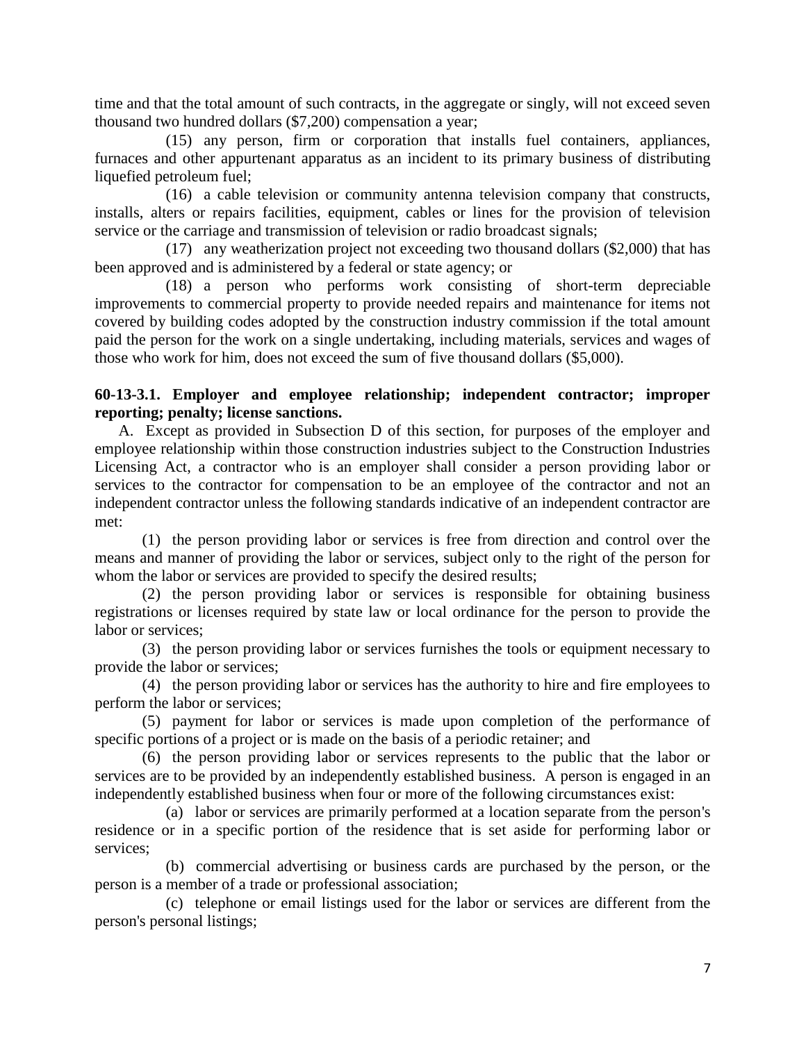time and that the total amount of such contracts, in the aggregate or singly, will not exceed seven thousand two hundred dollars ($7,200) compensation a year;

(15) any person, firm or corporation that installs fuel containers, appliances, furnaces and other appurtenant apparatus as an incident to its primary business of distributing liquefied petroleum fuel;

(16) a cable television or community antenna television company that constructs, installs, alters or repairs facilities, equipment, cables or lines for the provision of television service or the carriage and transmission of television or radio broadcast signals;

(17) any weatherization project not exceeding two thousand dollars ($2,000) that has been approved and is administered by a federal or state agency; or

(18) a person who performs work consisting of short-term depreciable improvements to commercial property to provide needed repairs and maintenance for items not covered by building codes adopted by the construction industry commission if the total amount paid the person for the work on a single undertaking, including materials, services and wages of those who work for him, does not exceed the sum of five thousand dollars ($5,000).

**60-13-3.1. Employer and employee relationship; independent contractor; improper reporting; penalty; license sanctions.**

A. Except as provided in Subsection D of this section, for purposes of the employer and employee relationship within those construction industries subject to the Construction Industries Licensing Act, a contractor who is an employer shall consider a person providing labor or services to the contractor for compensation to be an employee of the contractor and not an independent contractor unless the following standards indicative of an independent contractor are met:

(1) the person providing labor or services is free from direction and control over the means and manner of providing the labor or services, subject only to the right of the person for whom the labor or services are provided to specify the desired results;

(2) the person providing labor or services is responsible for obtaining business registrations or licenses required by state law or local ordinance for the person to provide the labor or services;

(3) the person providing labor or services furnishes the tools or equipment necessary to provide the labor or services;

(4) the person providing labor or services has the authority to hire and fire employees to perform the labor or services;

(5) payment for labor or services is made upon completion of the performance of specific portions of a project or is made on the basis of a periodic retainer; and

(6) the person providing labor or services represents to the public that the labor or services are to be provided by an independently established business. A person is engaged in an independently established business when four or more of the following circumstances exist:

(a) labor or services are primarily performed at a location separate from the person's residence or in a specific portion of the residence that is set aside for performing labor or services;

(b) commercial advertising or business cards are purchased by the person, or the person is a member of a trade or professional association;

(c) telephone or email listings used for the labor or services are different from the person's personal listings;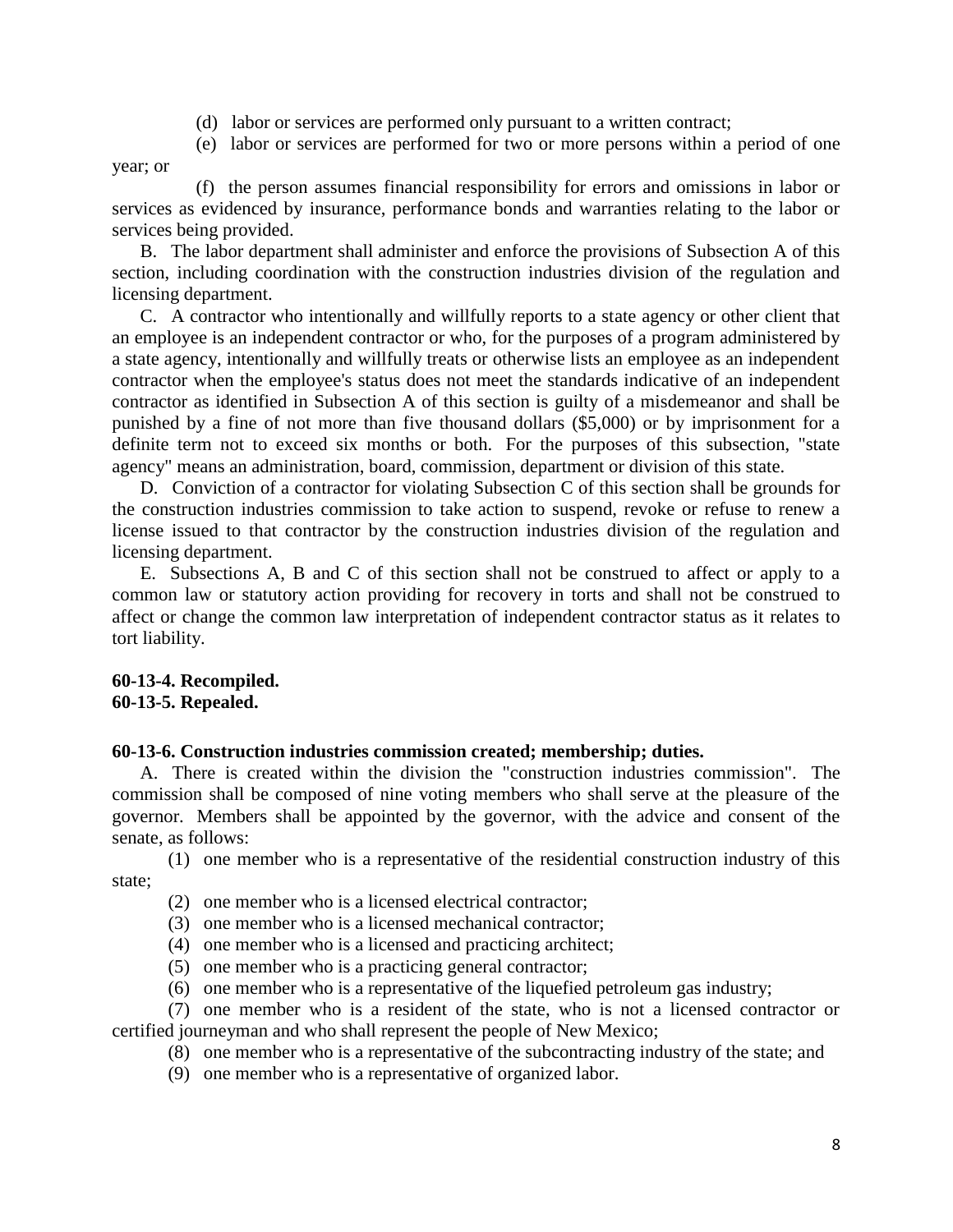(d) labor or services are performed only pursuant to a written contract;

(e) labor or services are performed for two or more persons within a period of one year; or

(f) the person assumes financial responsibility for errors and omissions in labor or services as evidenced by insurance, performance bonds and warranties relating to the labor or services being provided.

B. The labor department shall administer and enforce the provisions of Subsection A of this section, including coordination with the construction industries division of the regulation and licensing department.

C. A contractor who intentionally and willfully reports to a state agency or other client that an employee is an independent contractor or who, for the purposes of a program administered by a state agency, intentionally and willfully treats or otherwise lists an employee as an independent contractor when the employee's status does not meet the standards indicative of an independent contractor as identified in Subsection A of this section is guilty of a misdemeanor and shall be punished by a fine of not more than five thousand dollars ($5,000) or by imprisonment for a definite term not to exceed six months or both. For the purposes of this subsection, "state agency" means an administration, board, commission, department or division of this state.

D. Conviction of a contractor for violating Subsection C of this section shall be grounds for the construction industries commission to take action to suspend, revoke or refuse to renew a license issued to that contractor by the construction industries division of the regulation and licensing department.

E. Subsections A, B and C of this section shall not be construed to affect or apply to a common law or statutory action providing for recovery in torts and shall not be construed to affect or change the common law interpretation of independent contractor status as it relates to tort liability.

**60-13-4. Recompiled.**
**60-13-5. Repealed.**

**60-13-6. Construction industries commission created; membership; duties.**

A. There is created within the division the "construction industries commission". The commission shall be composed of nine voting members who shall serve at the pleasure of the governor. Members shall be appointed by the governor, with the advice and consent of the senate, as follows:

(1) one member who is a representative of the residential construction industry of this state;

(2) one member who is a licensed electrical contractor;

(3) one member who is a licensed mechanical contractor;

(4) one member who is a licensed and practicing architect;

(5) one member who is a practicing general contractor;

(6) one member who is a representative of the liquefied petroleum gas industry;

(7) one member who is a resident of the state, who is not a licensed contractor or certified journeyman and who shall represent the people of New Mexico;

(8) one member who is a representative of the subcontracting industry of the state; and

(9) one member who is a representative of organized labor.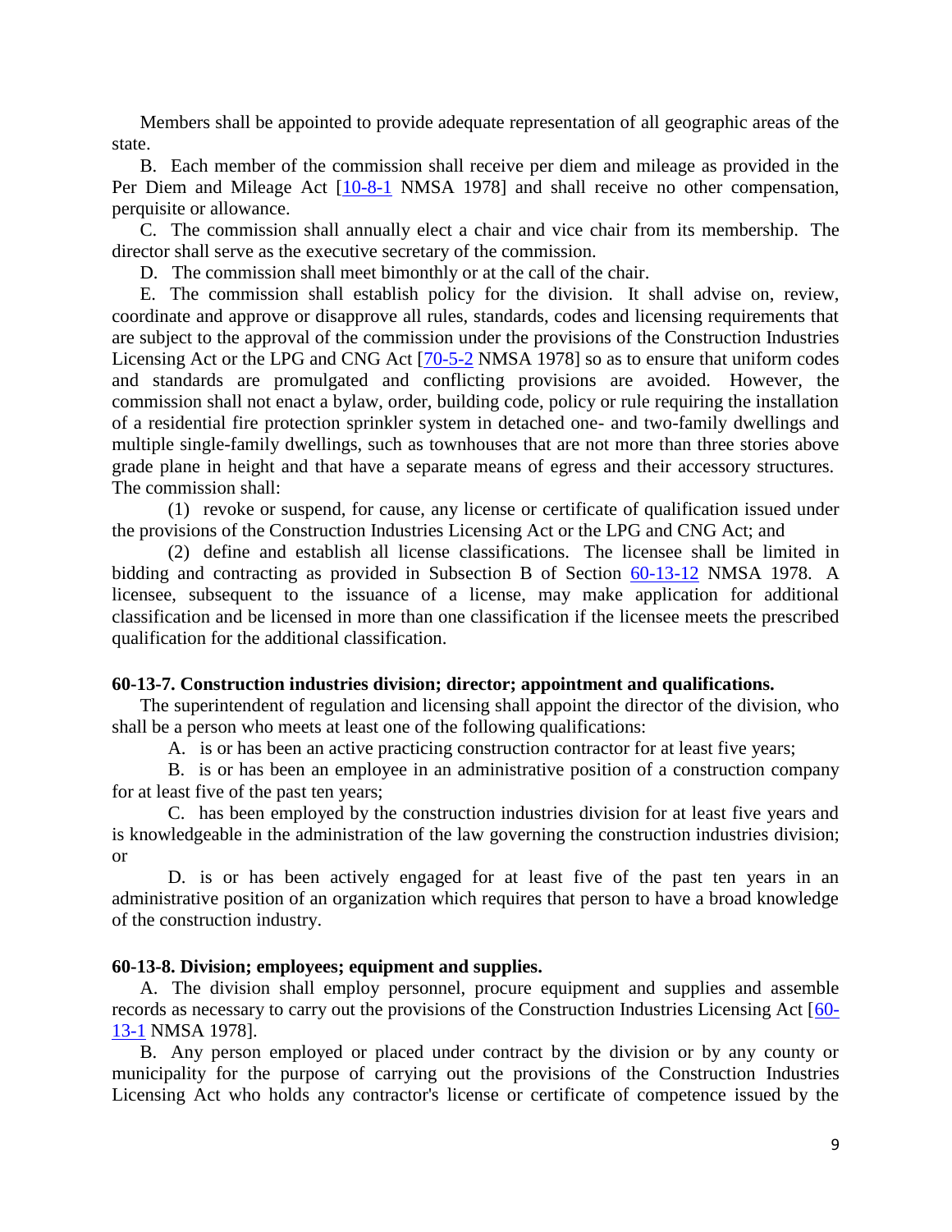Members shall be appointed to provide adequate representation of all geographic areas of the state.

B. Each member of the commission shall receive per diem and mileage as provided in the Per Diem and Mileage Act [10-8-1 NMSA 1978] and shall receive no other compensation, perquisite or allowance.

C. The commission shall annually elect a chair and vice chair from its membership. The director shall serve as the executive secretary of the commission.

D. The commission shall meet bimonthly or at the call of the chair.

E. The commission shall establish policy for the division. It shall advise on, review, coordinate and approve or disapprove all rules, standards, codes and licensing requirements that are subject to the approval of the commission under the provisions of the Construction Industries Licensing Act or the LPG and CNG Act [70-5-2 NMSA 1978] so as to ensure that uniform codes and standards are promulgated and conflicting provisions are avoided. However, the commission shall not enact a bylaw, order, building code, policy or rule requiring the installation of a residential fire protection sprinkler system in detached one- and two-family dwellings and multiple single-family dwellings, such as townhouses that are not more than three stories above grade plane in height and that have a separate means of egress and their accessory structures. The commission shall:

(1) revoke or suspend, for cause, any license or certificate of qualification issued under the provisions of the Construction Industries Licensing Act or the LPG and CNG Act; and

(2) define and establish all license classifications. The licensee shall be limited in bidding and contracting as provided in Subsection B of Section 60-13-12 NMSA 1978. A licensee, subsequent to the issuance of a license, may make application for additional classification and be licensed in more than one classification if the licensee meets the prescribed qualification for the additional classification.

**60-13-7. Construction industries division; director; appointment and qualifications.**

The superintendent of regulation and licensing shall appoint the director of the division, who shall be a person who meets at least one of the following qualifications:

A. is or has been an active practicing construction contractor for at least five years;

B. is or has been an employee in an administrative position of a construction company for at least five of the past ten years;

C. has been employed by the construction industries division for at least five years and is knowledgeable in the administration of the law governing the construction industries division; or

D. is or has been actively engaged for at least five of the past ten years in an administrative position of an organization which requires that person to have a broad knowledge of the construction industry.

**60-13-8. Division; employees; equipment and supplies.**

A. The division shall employ personnel, procure equipment and supplies and assemble records as necessary to carry out the provisions of the Construction Industries Licensing Act [60-13-1 NMSA 1978].

B. Any person employed or placed under contract by the division or by any county or municipality for the purpose of carrying out the provisions of the Construction Industries Licensing Act who holds any contractor's license or certificate of competence issued by the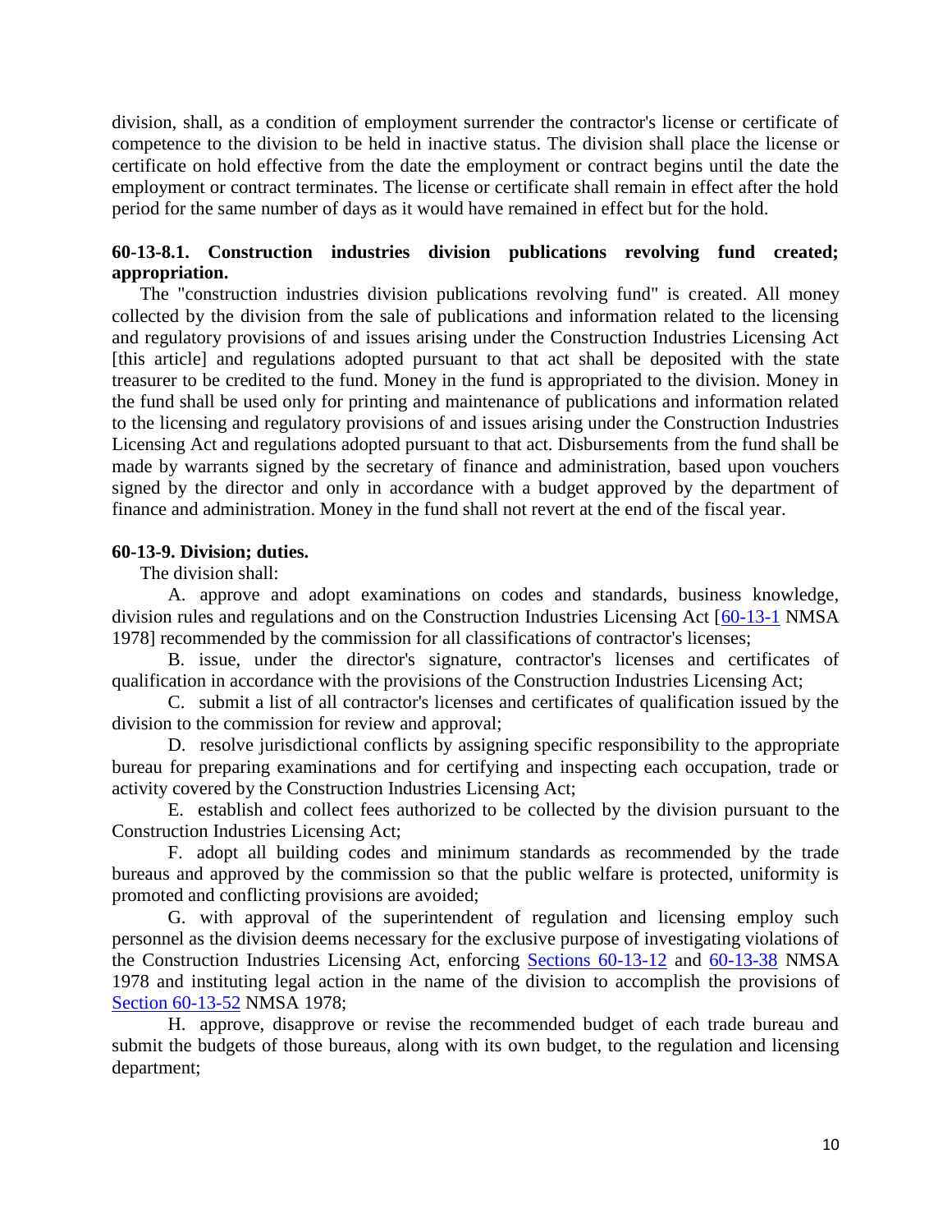division, shall, as a condition of employment surrender the contractor's license or certificate of competence to the division to be held in inactive status. The division shall place the license or certificate on hold effective from the date the employment or contract begins until the date the employment or contract terminates. The license or certificate shall remain in effect after the hold period for the same number of days as it would have remained in effect but for the hold.

**60-13-8.1. Construction industries division publications revolving fund created; appropriation.**

The "construction industries division publications revolving fund" is created. All money collected by the division from the sale of publications and information related to the licensing and regulatory provisions of and issues arising under the Construction Industries Licensing Act [this article] and regulations adopted pursuant to that act shall be deposited with the state treasurer to be credited to the fund. Money in the fund is appropriated to the division. Money in the fund shall be used only for printing and maintenance of publications and information related to the licensing and regulatory provisions of and issues arising under the Construction Industries Licensing Act and regulations adopted pursuant to that act. Disbursements from the fund shall be made by warrants signed by the secretary of finance and administration, based upon vouchers signed by the director and only in accordance with a budget approved by the department of finance and administration. Money in the fund shall not revert at the end of the fiscal year.

**60-13-9. Division; duties.**

The division shall:

A. approve and adopt examinations on codes and standards, business knowledge, division rules and regulations and on the Construction Industries Licensing Act [60-13-1 NMSA 1978] recommended by the commission for all classifications of contractor's licenses;

B. issue, under the director's signature, contractor's licenses and certificates of qualification in accordance with the provisions of the Construction Industries Licensing Act;

C. submit a list of all contractor's licenses and certificates of qualification issued by the division to the commission for review and approval;

D. resolve jurisdictional conflicts by assigning specific responsibility to the appropriate bureau for preparing examinations and for certifying and inspecting each occupation, trade or activity covered by the Construction Industries Licensing Act;

E. establish and collect fees authorized to be collected by the division pursuant to the Construction Industries Licensing Act;

F. adopt all building codes and minimum standards as recommended by the trade bureaus and approved by the commission so that the public welfare is protected, uniformity is promoted and conflicting provisions are avoided;

G. with approval of the superintendent of regulation and licensing employ such personnel as the division deems necessary for the exclusive purpose of investigating violations of the Construction Industries Licensing Act, enforcing Sections 60-13-12 and 60-13-38 NMSA 1978 and instituting legal action in the name of the division to accomplish the provisions of Section 60-13-52 NMSA 1978;

H. approve, disapprove or revise the recommended budget of each trade bureau and submit the budgets of those bureaus, along with its own budget, to the regulation and licensing department;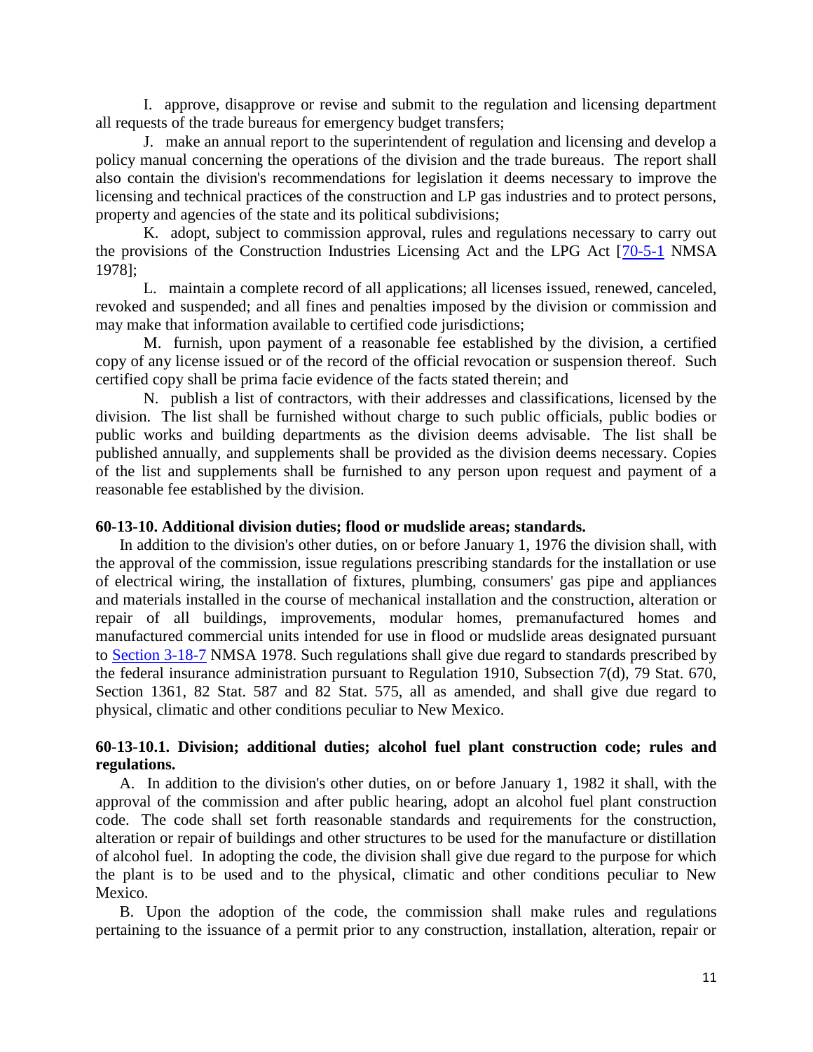I. approve, disapprove or revise and submit to the regulation and licensing department all requests of the trade bureaus for emergency budget transfers;

J. make an annual report to the superintendent of regulation and licensing and develop a policy manual concerning the operations of the division and the trade bureaus. The report shall also contain the division's recommendations for legislation it deems necessary to improve the licensing and technical practices of the construction and LP gas industries and to protect persons, property and agencies of the state and its political subdivisions;

K. adopt, subject to commission approval, rules and regulations necessary to carry out the provisions of the Construction Industries Licensing Act and the LPG Act [70-5-1 NMSA 1978];

L. maintain a complete record of all applications; all licenses issued, renewed, canceled, revoked and suspended; and all fines and penalties imposed by the division or commission and may make that information available to certified code jurisdictions;

M. furnish, upon payment of a reasonable fee established by the division, a certified copy of any license issued or of the record of the official revocation or suspension thereof. Such certified copy shall be prima facie evidence of the facts stated therein; and

N. publish a list of contractors, with their addresses and classifications, licensed by the division. The list shall be furnished without charge to such public officials, public bodies or public works and building departments as the division deems advisable. The list shall be published annually, and supplements shall be provided as the division deems necessary. Copies of the list and supplements shall be furnished to any person upon request and payment of a reasonable fee established by the division.

**60-13-10. Additional division duties; flood or mudslide areas; standards.**

In addition to the division's other duties, on or before January 1, 1976 the division shall, with the approval of the commission, issue regulations prescribing standards for the installation or use of electrical wiring, the installation of fixtures, plumbing, consumers' gas pipe and appliances and materials installed in the course of mechanical installation and the construction, alteration or repair of all buildings, improvements, modular homes, premanufactured homes and manufactured commercial units intended for use in flood or mudslide areas designated pursuant to Section 3-18-7 NMSA 1978. Such regulations shall give due regard to standards prescribed by the federal insurance administration pursuant to Regulation 1910, Subsection 7(d), 79 Stat. 670, Section 1361, 82 Stat. 587 and 82 Stat. 575, all as amended, and shall give due regard to physical, climatic and other conditions peculiar to New Mexico.

**60-13-10.1. Division; additional duties; alcohol fuel plant construction code; rules and regulations.**

A. In addition to the division's other duties, on or before January 1, 1982 it shall, with the approval of the commission and after public hearing, adopt an alcohol fuel plant construction code. The code shall set forth reasonable standards and requirements for the construction, alteration or repair of buildings and other structures to be used for the manufacture or distillation of alcohol fuel. In adopting the code, the division shall give due regard to the purpose for which the plant is to be used and to the physical, climatic and other conditions peculiar to New Mexico.

B. Upon the adoption of the code, the commission shall make rules and regulations pertaining to the issuance of a permit prior to any construction, installation, alteration, repair or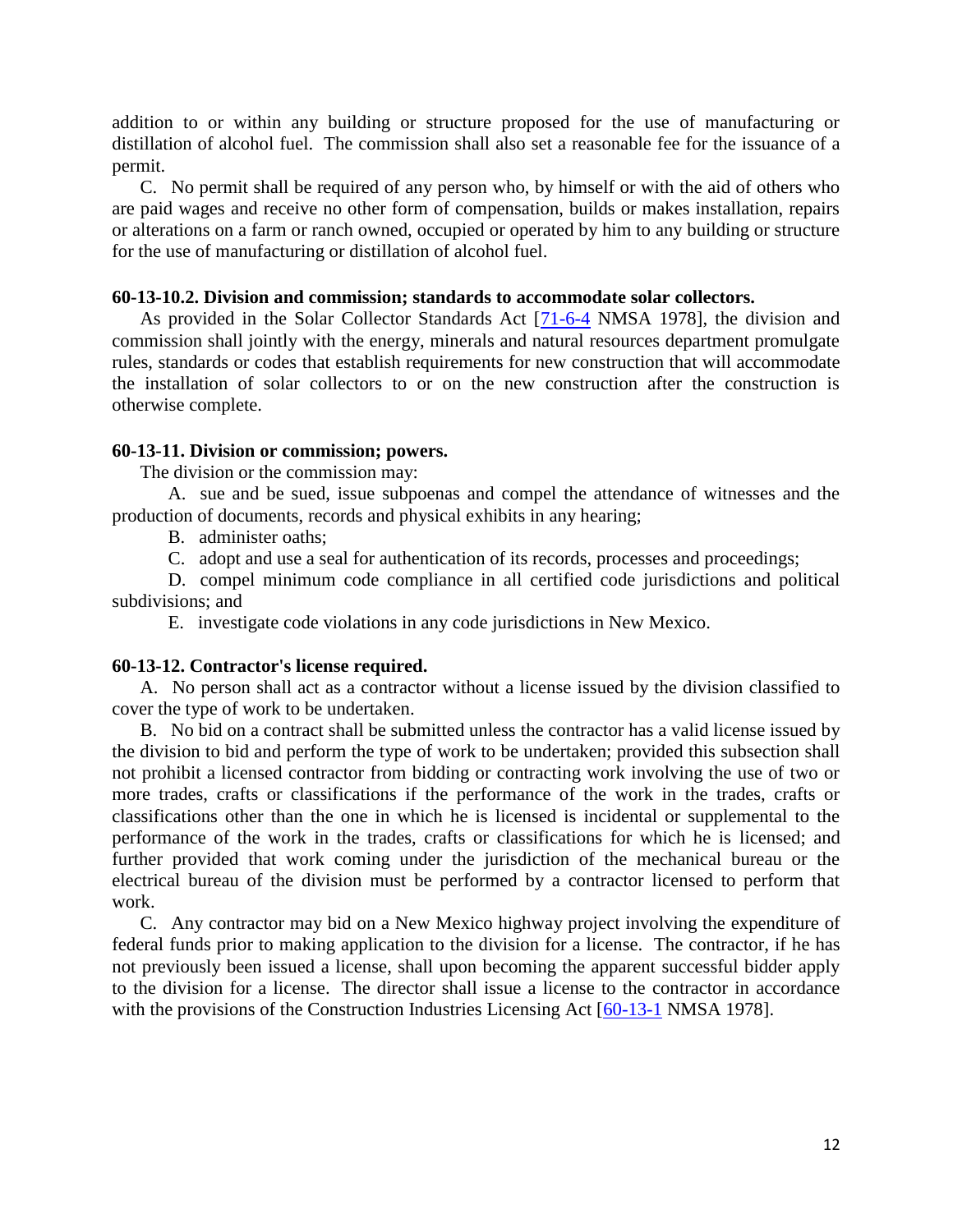addition to or within any building or structure proposed for the use of manufacturing or distillation of alcohol fuel. The commission shall also set a reasonable fee for the issuance of a permit.

C. No permit shall be required of any person who, by himself or with the aid of others who are paid wages and receive no other form of compensation, builds or makes installation, repairs or alterations on a farm or ranch owned, occupied or operated by him to any building or structure for the use of manufacturing or distillation of alcohol fuel.

**60-13-10.2. Division and commission; standards to accommodate solar collectors.**

As provided in the Solar Collector Standards Act [71-6-4 NMSA 1978], the division and commission shall jointly with the energy, minerals and natural resources department promulgate rules, standards or codes that establish requirements for new construction that will accommodate the installation of solar collectors to or on the new construction after the construction is otherwise complete.

**60-13-11. Division or commission; powers.**

The division or the commission may:

A. sue and be sued, issue subpoenas and compel the attendance of witnesses and the production of documents, records and physical exhibits in any hearing;

B. administer oaths;

C. adopt and use a seal for authentication of its records, processes and proceedings;

D. compel minimum code compliance in all certified code jurisdictions and political subdivisions; and

E. investigate code violations in any code jurisdictions in New Mexico.

**60-13-12. Contractor's license required.**

A. No person shall act as a contractor without a license issued by the division classified to cover the type of work to be undertaken.

B. No bid on a contract shall be submitted unless the contractor has a valid license issued by the division to bid and perform the type of work to be undertaken; provided this subsection shall not prohibit a licensed contractor from bidding or contracting work involving the use of two or more trades, crafts or classifications if the performance of the work in the trades, crafts or classifications other than the one in which he is licensed is incidental or supplemental to the performance of the work in the trades, crafts or classifications for which he is licensed; and further provided that work coming under the jurisdiction of the mechanical bureau or the electrical bureau of the division must be performed by a contractor licensed to perform that work.

C. Any contractor may bid on a New Mexico highway project involving the expenditure of federal funds prior to making application to the division for a license. The contractor, if he has not previously been issued a license, shall upon becoming the apparent successful bidder apply to the division for a license. The director shall issue a license to the contractor in accordance with the provisions of the Construction Industries Licensing Act [60-13-1 NMSA 1978].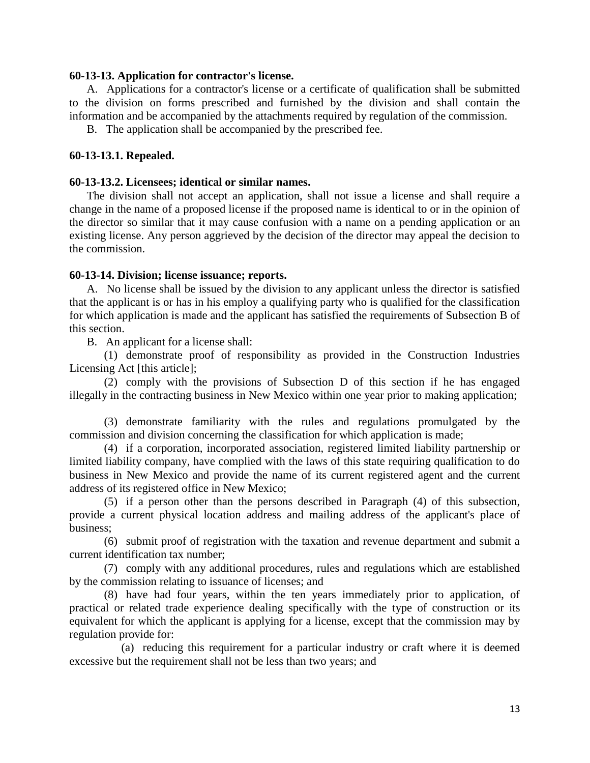**60-13-13. Application for contractor's license.**

A. Applications for a contractor's license or a certificate of qualification shall be submitted to the division on forms prescribed and furnished by the division and shall contain the information and be accompanied by the attachments required by regulation of the commission.

B. The application shall be accompanied by the prescribed fee.

**60-13-13.1. Repealed.**

**60-13-13.2. Licensees; identical or similar names.**

The division shall not accept an application, shall not issue a license and shall require a change in the name of a proposed license if the proposed name is identical to or in the opinion of the director so similar that it may cause confusion with a name on a pending application or an existing license. Any person aggrieved by the decision of the director may appeal the decision to the commission.

**60-13-14. Division; license issuance; reports.**

A. No license shall be issued by the division to any applicant unless the director is satisfied that the applicant is or has in his employ a qualifying party who is qualified for the classification for which application is made and the applicant has satisfied the requirements of Subsection B of this section.

B. An applicant for a license shall:

(1) demonstrate proof of responsibility as provided in the Construction Industries Licensing Act [this article];

(2) comply with the provisions of Subsection D of this section if he has engaged illegally in the contracting business in New Mexico within one year prior to making application;

(3) demonstrate familiarity with the rules and regulations promulgated by the commission and division concerning the classification for which application is made;

(4) if a corporation, incorporated association, registered limited liability partnership or limited liability company, have complied with the laws of this state requiring qualification to do business in New Mexico and provide the name of its current registered agent and the current address of its registered office in New Mexico;

(5) if a person other than the persons described in Paragraph (4) of this subsection, provide a current physical location address and mailing address of the applicant's place of business;

(6) submit proof of registration with the taxation and revenue department and submit a current identification tax number;

(7) comply with any additional procedures, rules and regulations which are established by the commission relating to issuance of licenses; and

(8) have had four years, within the ten years immediately prior to application, of practical or related trade experience dealing specifically with the type of construction or its equivalent for which the applicant is applying for a license, except that the commission may by regulation provide for:

(a) reducing this requirement for a particular industry or craft where it is deemed excessive but the requirement shall not be less than two years; and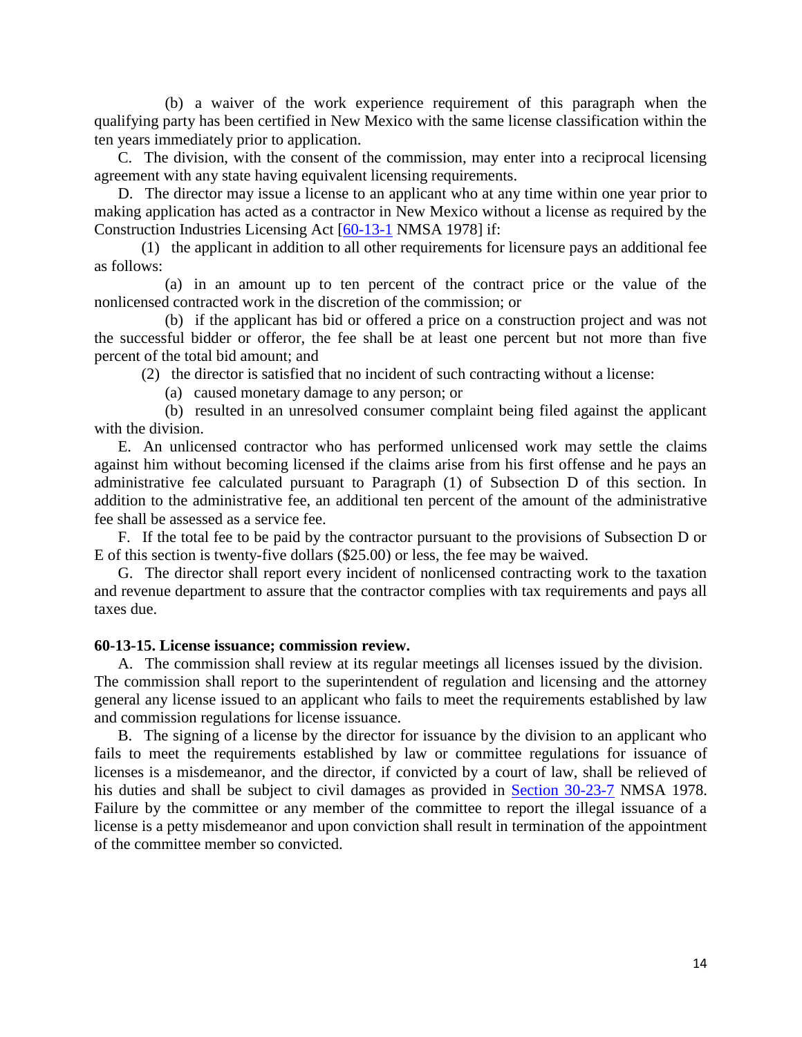(b) a waiver of the work experience requirement of this paragraph when the qualifying party has been certified in New Mexico with the same license classification within the ten years immediately prior to application.

C. The division, with the consent of the commission, may enter into a reciprocal licensing agreement with any state having equivalent licensing requirements.

D. The director may issue a license to an applicant who at any time within one year prior to making application has acted as a contractor in New Mexico without a license as required by the Construction Industries Licensing Act [60-13-1 NMSA 1978] if:

(1) the applicant in addition to all other requirements for licensure pays an additional fee as follows:

(a) in an amount up to ten percent of the contract price or the value of the nonlicensed contracted work in the discretion of the commission; or

(b) if the applicant has bid or offered a price on a construction project and was not the successful bidder or offeror, the fee shall be at least one percent but not more than five percent of the total bid amount; and

(2) the director is satisfied that no incident of such contracting without a license:

(a) caused monetary damage to any person; or

(b) resulted in an unresolved consumer complaint being filed against the applicant with the division.

E. An unlicensed contractor who has performed unlicensed work may settle the claims against him without becoming licensed if the claims arise from his first offense and he pays an administrative fee calculated pursuant to Paragraph (1) of Subsection D of this section. In addition to the administrative fee, an additional ten percent of the amount of the administrative fee shall be assessed as a service fee.

F. If the total fee to be paid by the contractor pursuant to the provisions of Subsection D or E of this section is twenty-five dollars ($25.00) or less, the fee may be waived.

G. The director shall report every incident of nonlicensed contracting work to the taxation and revenue department to assure that the contractor complies with tax requirements and pays all taxes due.

**60-13-15. License issuance; commission review.**

A. The commission shall review at its regular meetings all licenses issued by the division. The commission shall report to the superintendent of regulation and licensing and the attorney general any license issued to an applicant who fails to meet the requirements established by law and commission regulations for license issuance.

B. The signing of a license by the director for issuance by the division to an applicant who fails to meet the requirements established by law or committee regulations for issuance of licenses is a misdemeanor, and the director, if convicted by a court of law, shall be relieved of his duties and shall be subject to civil damages as provided in Section 30-23-7 NMSA 1978. Failure by the committee or any member of the committee to report the illegal issuance of a license is a petty misdemeanor and upon conviction shall result in termination of the appointment of the committee member so convicted.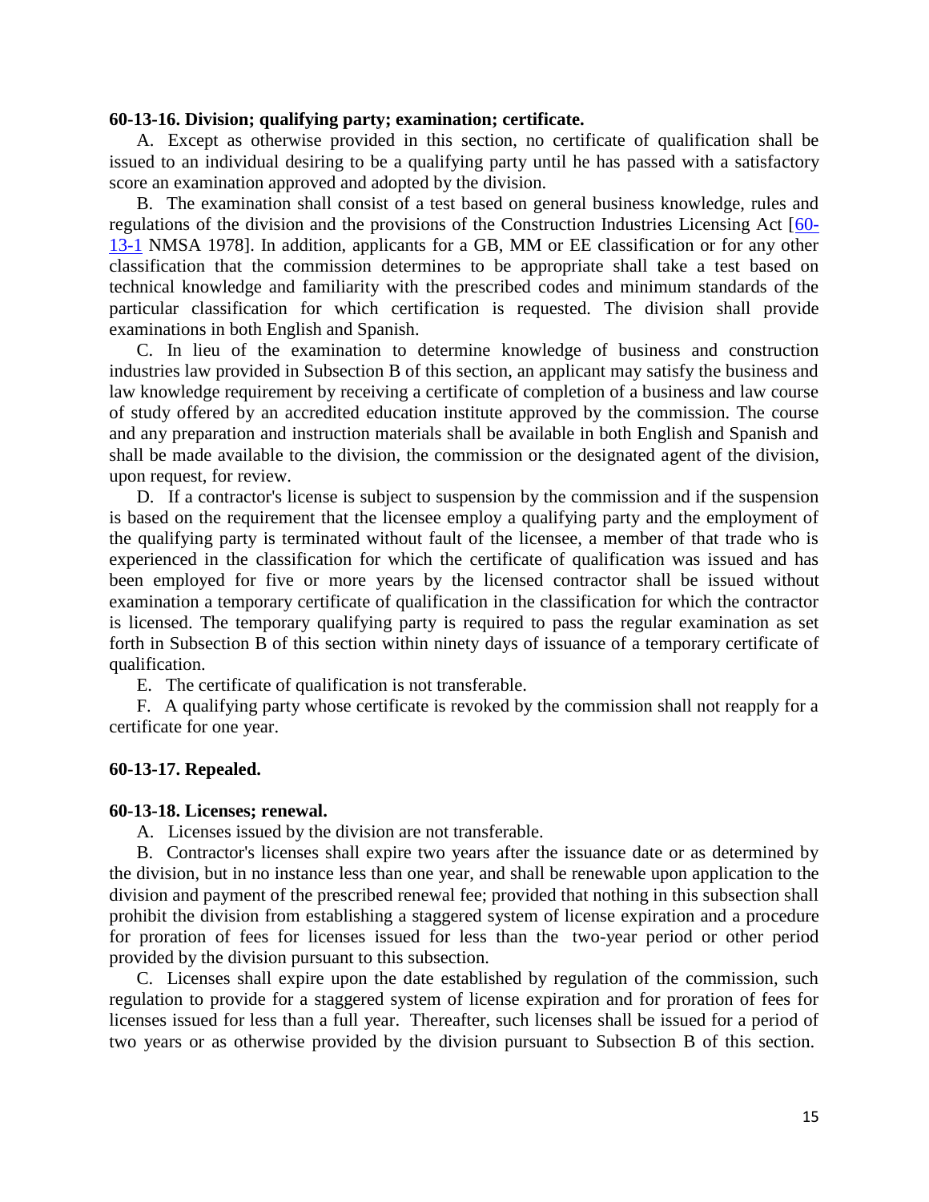**60-13-16. Division; qualifying party; examination; certificate.**

A. Except as otherwise provided in this section, no certificate of qualification shall be issued to an individual desiring to be a qualifying party until he has passed with a satisfactory score an examination approved and adopted by the division.

B. The examination shall consist of a test based on general business knowledge, rules and regulations of the division and the provisions of the Construction Industries Licensing Act [60-13-1 NMSA 1978]. In addition, applicants for a GB, MM or EE classification or for any other classification that the commission determines to be appropriate shall take a test based on technical knowledge and familiarity with the prescribed codes and minimum standards of the particular classification for which certification is requested. The division shall provide examinations in both English and Spanish.

C. In lieu of the examination to determine knowledge of business and construction industries law provided in Subsection B of this section, an applicant may satisfy the business and law knowledge requirement by receiving a certificate of completion of a business and law course of study offered by an accredited education institute approved by the commission. The course and any preparation and instruction materials shall be available in both English and Spanish and shall be made available to the division, the commission or the designated agent of the division, upon request, for review.

D. If a contractor's license is subject to suspension by the commission and if the suspension is based on the requirement that the licensee employ a qualifying party and the employment of the qualifying party is terminated without fault of the licensee, a member of that trade who is experienced in the classification for which the certificate of qualification was issued and has been employed for five or more years by the licensed contractor shall be issued without examination a temporary certificate of qualification in the classification for which the contractor is licensed. The temporary qualifying party is required to pass the regular examination as set forth in Subsection B of this section within ninety days of issuance of a temporary certificate of qualification.

E. The certificate of qualification is not transferable.

F. A qualifying party whose certificate is revoked by the commission shall not reapply for a certificate for one year.

**60-13-17. Repealed.**

**60-13-18. Licenses; renewal.**

A. Licenses issued by the division are not transferable.

B. Contractor's licenses shall expire two years after the issuance date or as determined by the division, but in no instance less than one year, and shall be renewable upon application to the division and payment of the prescribed renewal fee; provided that nothing in this subsection shall prohibit the division from establishing a staggered system of license expiration and a procedure for proration of fees for licenses issued for less than the two-year period or other period provided by the division pursuant to this subsection.

C. Licenses shall expire upon the date established by regulation of the commission, such regulation to provide for a staggered system of license expiration and for proration of fees for licenses issued for less than a full year. Thereafter, such licenses shall be issued for a period of two years or as otherwise provided by the division pursuant to Subsection B of this section.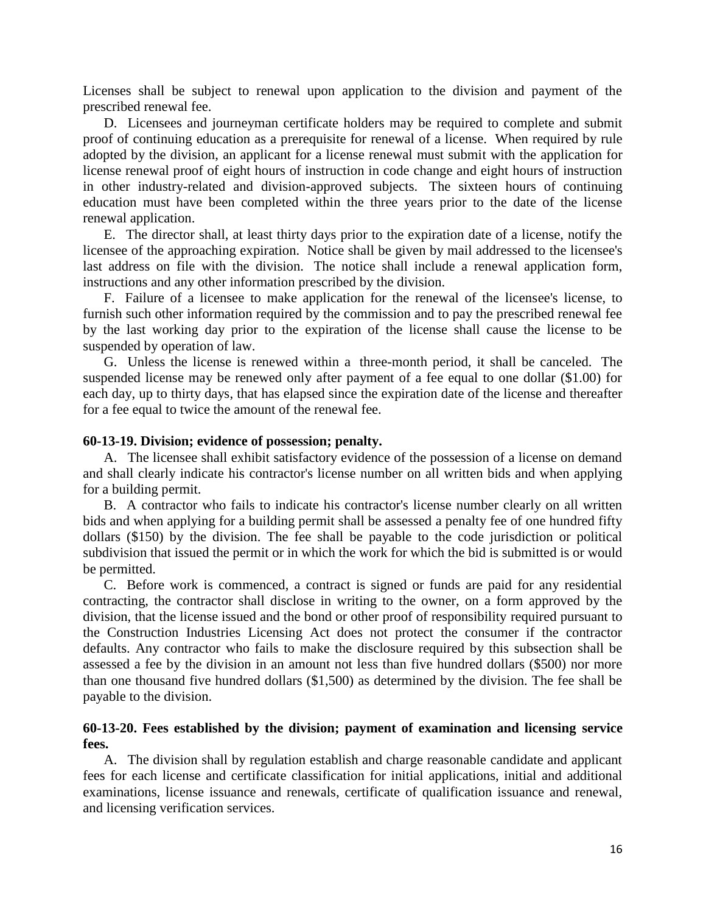Licenses shall be subject to renewal upon application to the division and payment of the prescribed renewal fee.

D. Licensees and journeyman certificate holders may be required to complete and submit proof of continuing education as a prerequisite for renewal of a license. When required by rule adopted by the division, an applicant for a license renewal must submit with the application for license renewal proof of eight hours of instruction in code change and eight hours of instruction in other industry-related and division-approved subjects. The sixteen hours of continuing education must have been completed within the three years prior to the date of the license renewal application.

E. The director shall, at least thirty days prior to the expiration date of a license, notify the licensee of the approaching expiration. Notice shall be given by mail addressed to the licensee's last address on file with the division. The notice shall include a renewal application form, instructions and any other information prescribed by the division.

F. Failure of a licensee to make application for the renewal of the licensee's license, to furnish such other information required by the commission and to pay the prescribed renewal fee by the last working day prior to the expiration of the license shall cause the license to be suspended by operation of law.

G. Unless the license is renewed within a three-month period, it shall be canceled. The suspended license may be renewed only after payment of a fee equal to one dollar ($1.00) for each day, up to thirty days, that has elapsed since the expiration date of the license and thereafter for a fee equal to twice the amount of the renewal fee.

**60-13-19. Division; evidence of possession; penalty.**

A. The licensee shall exhibit satisfactory evidence of the possession of a license on demand and shall clearly indicate his contractor's license number on all written bids and when applying for a building permit.

B. A contractor who fails to indicate his contractor's license number clearly on all written bids and when applying for a building permit shall be assessed a penalty fee of one hundred fifty dollars ($150) by the division. The fee shall be payable to the code jurisdiction or political subdivision that issued the permit or in which the work for which the bid is submitted is or would be permitted.

C. Before work is commenced, a contract is signed or funds are paid for any residential contracting, the contractor shall disclose in writing to the owner, on a form approved by the division, that the license issued and the bond or other proof of responsibility required pursuant to the Construction Industries Licensing Act does not protect the consumer if the contractor defaults. Any contractor who fails to make the disclosure required by this subsection shall be assessed a fee by the division in an amount not less than five hundred dollars ($500) nor more than one thousand five hundred dollars ($1,500) as determined by the division. The fee shall be payable to the division.

**60-13-20. Fees established by the division; payment of examination and licensing service fees.**

A. The division shall by regulation establish and charge reasonable candidate and applicant fees for each license and certificate classification for initial applications, initial and additional examinations, license issuance and renewals, certificate of qualification issuance and renewal, and licensing verification services.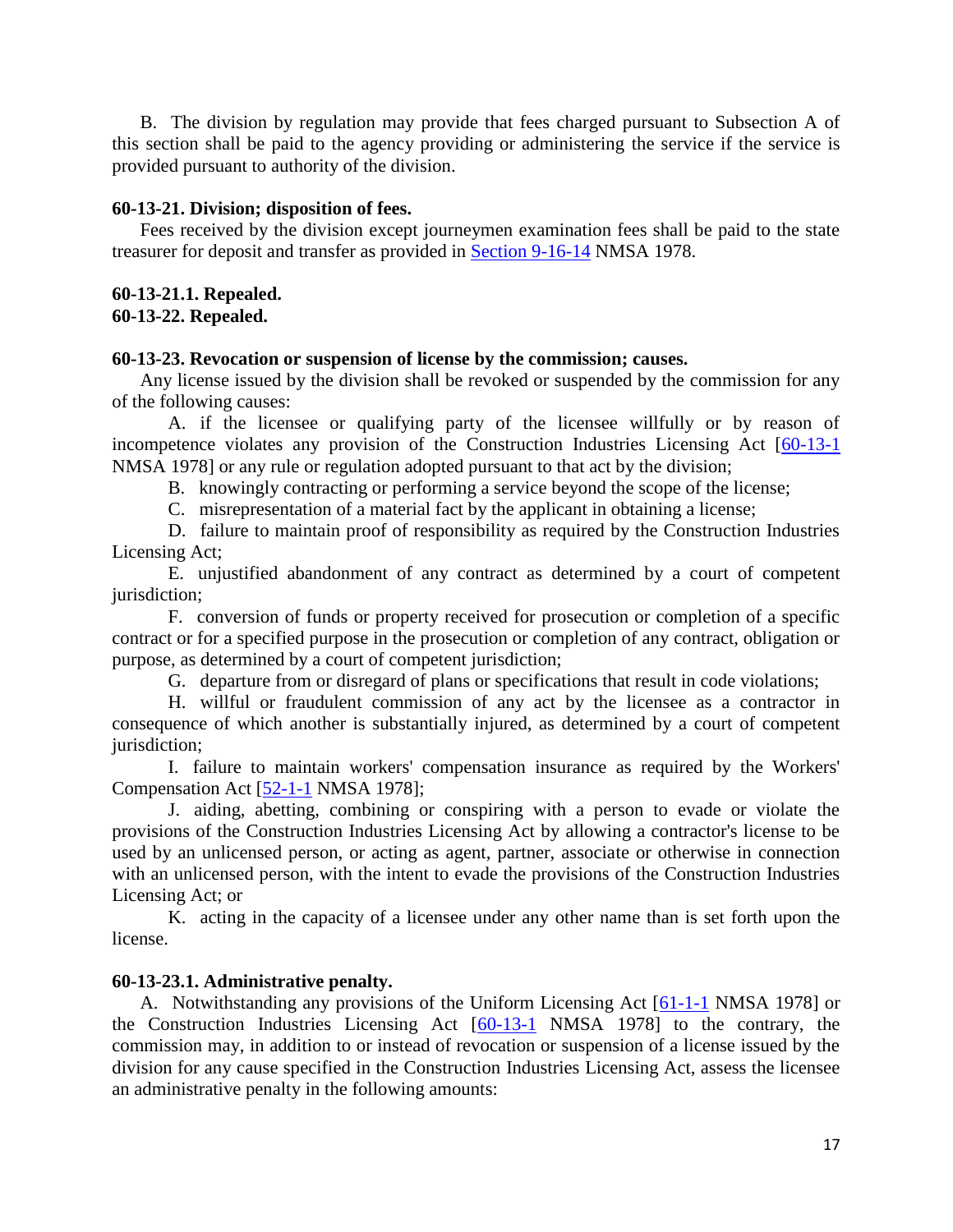B. The division by regulation may provide that fees charged pursuant to Subsection A of this section shall be paid to the agency providing or administering the service if the service is provided pursuant to authority of the division.

**60-13-21. Division; disposition of fees.**

Fees received by the division except journeymen examination fees shall be paid to the state treasurer for deposit and transfer as provided in Section 9-16-14 NMSA 1978.

**60-13-21.1. Repealed.**

**60-13-22. Repealed.**

**60-13-23. Revocation or suspension of license by the commission; causes.**

Any license issued by the division shall be revoked or suspended by the commission for any of the following causes:

A. if the licensee or qualifying party of the licensee willfully or by reason of incompetence violates any provision of the Construction Industries Licensing Act [60-13-1 NMSA 1978] or any rule or regulation adopted pursuant to that act by the division;

B. knowingly contracting or performing a service beyond the scope of the license;

C. misrepresentation of a material fact by the applicant in obtaining a license;

D. failure to maintain proof of responsibility as required by the Construction Industries Licensing Act;

E. unjustified abandonment of any contract as determined by a court of competent jurisdiction;

F. conversion of funds or property received for prosecution or completion of a specific contract or for a specified purpose in the prosecution or completion of any contract, obligation or purpose, as determined by a court of competent jurisdiction;

G. departure from or disregard of plans or specifications that result in code violations;

H. willful or fraudulent commission of any act by the licensee as a contractor in consequence of which another is substantially injured, as determined by a court of competent jurisdiction;

I. failure to maintain workers' compensation insurance as required by the Workers' Compensation Act [52-1-1 NMSA 1978];

J. aiding, abetting, combining or conspiring with a person to evade or violate the provisions of the Construction Industries Licensing Act by allowing a contractor's license to be used by an unlicensed person, or acting as agent, partner, associate or otherwise in connection with an unlicensed person, with the intent to evade the provisions of the Construction Industries Licensing Act; or

K. acting in the capacity of a licensee under any other name than is set forth upon the license.

**60-13-23.1. Administrative penalty.**

A. Notwithstanding any provisions of the Uniform Licensing Act [61-1-1 NMSA 1978] or the Construction Industries Licensing Act [60-13-1 NMSA 1978] to the contrary, the commission may, in addition to or instead of revocation or suspension of a license issued by the division for any cause specified in the Construction Industries Licensing Act, assess the licensee an administrative penalty in the following amounts: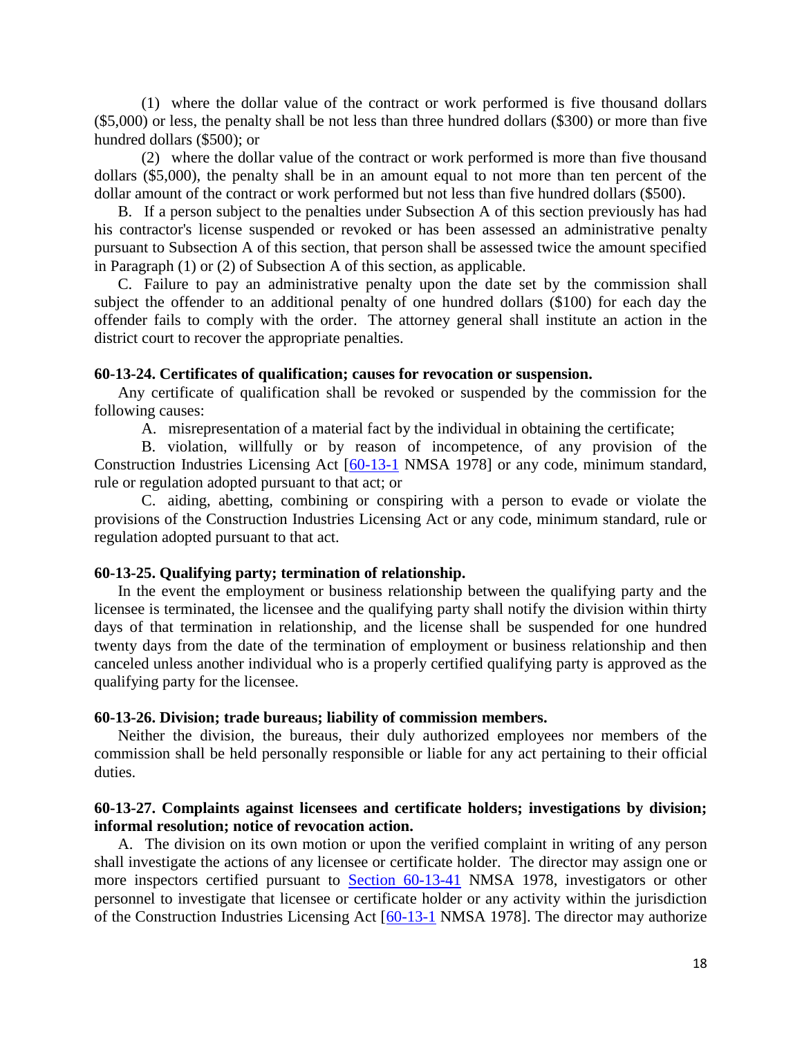(1) where the dollar value of the contract or work performed is five thousand dollars ($5,000) or less, the penalty shall be not less than three hundred dollars ($300) or more than five hundred dollars ($500); or

(2) where the dollar value of the contract or work performed is more than five thousand dollars ($5,000), the penalty shall be in an amount equal to not more than ten percent of the dollar amount of the contract or work performed but not less than five hundred dollars ($500).

B. If a person subject to the penalties under Subsection A of this section previously has had his contractor's license suspended or revoked or has been assessed an administrative penalty pursuant to Subsection A of this section, that person shall be assessed twice the amount specified in Paragraph (1) or (2) of Subsection A of this section, as applicable.

C. Failure to pay an administrative penalty upon the date set by the commission shall subject the offender to an additional penalty of one hundred dollars ($100) for each day the offender fails to comply with the order. The attorney general shall institute an action in the district court to recover the appropriate penalties.

**60-13-24. Certificates of qualification; causes for revocation or suspension.**

Any certificate of qualification shall be revoked or suspended by the commission for the following causes:

A. misrepresentation of a material fact by the individual in obtaining the certificate;

B. violation, willfully or by reason of incompetence, of any provision of the Construction Industries Licensing Act [60-13-1 NMSA 1978] or any code, minimum standard, rule or regulation adopted pursuant to that act; or

C. aiding, abetting, combining or conspiring with a person to evade or violate the provisions of the Construction Industries Licensing Act or any code, minimum standard, rule or regulation adopted pursuant to that act.

**60-13-25. Qualifying party; termination of relationship.**

In the event the employment or business relationship between the qualifying party and the licensee is terminated, the licensee and the qualifying party shall notify the division within thirty days of that termination in relationship, and the license shall be suspended for one hundred twenty days from the date of the termination of employment or business relationship and then canceled unless another individual who is a properly certified qualifying party is approved as the qualifying party for the licensee.

**60-13-26. Division; trade bureaus; liability of commission members.**

Neither the division, the bureaus, their duly authorized employees nor members of the commission shall be held personally responsible or liable for any act pertaining to their official duties.

**60-13-27. Complaints against licensees and certificate holders; investigations by division; informal resolution; notice of revocation action.**

A. The division on its own motion or upon the verified complaint in writing of any person shall investigate the actions of any licensee or certificate holder. The director may assign one or more inspectors certified pursuant to Section 60-13-41 NMSA 1978, investigators or other personnel to investigate that licensee or certificate holder or any activity within the jurisdiction of the Construction Industries Licensing Act [60-13-1 NMSA 1978]. The director may authorize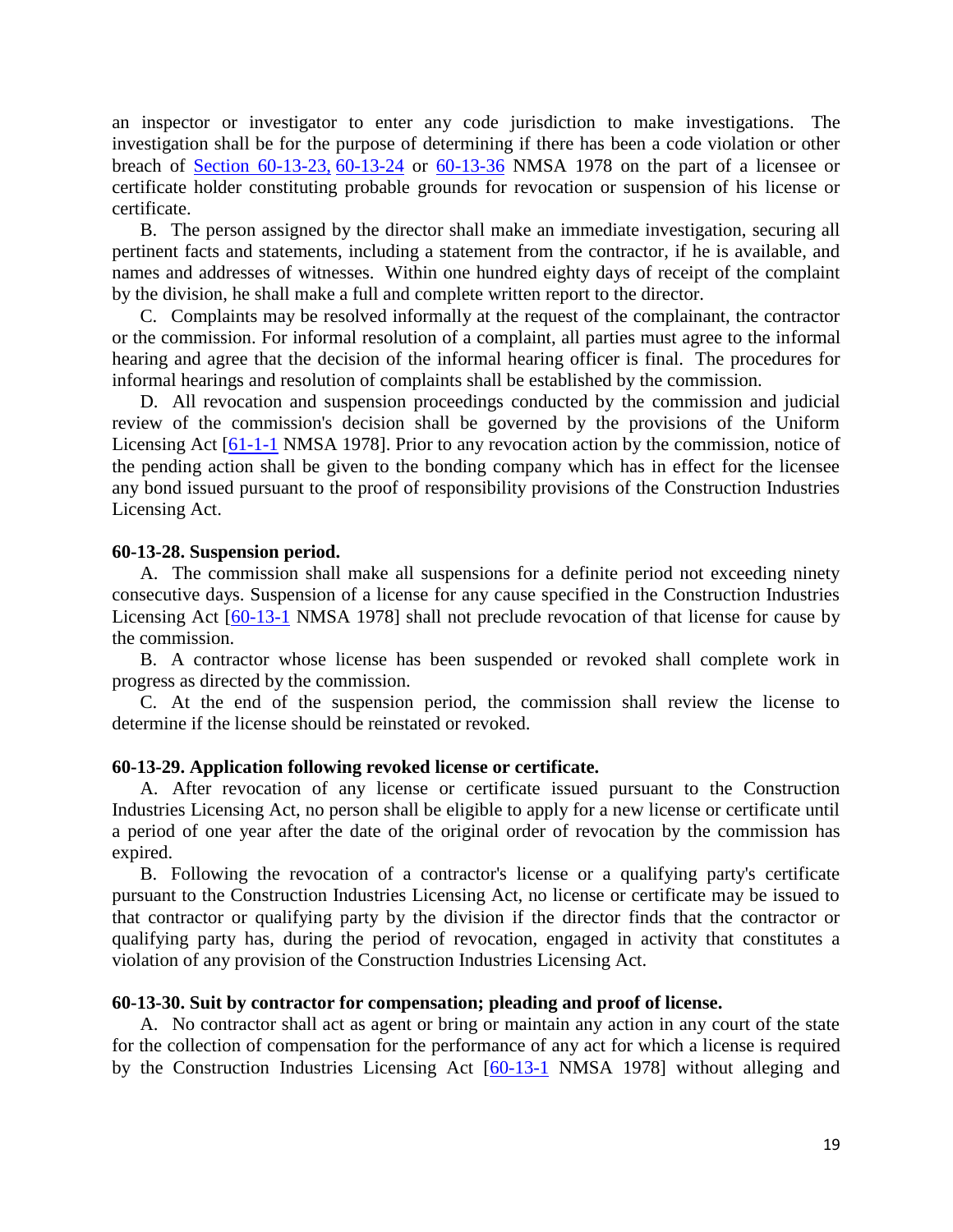an inspector or investigator to enter any code jurisdiction to make investigations. The investigation shall be for the purpose of determining if there has been a code violation or other breach of Section 60-13-23, 60-13-24 or 60-13-36 NMSA 1978 on the part of a licensee or certificate holder constituting probable grounds for revocation or suspension of his license or certificate.

B. The person assigned by the director shall make an immediate investigation, securing all pertinent facts and statements, including a statement from the contractor, if he is available, and names and addresses of witnesses. Within one hundred eighty days of receipt of the complaint by the division, he shall make a full and complete written report to the director.

C. Complaints may be resolved informally at the request of the complainant, the contractor or the commission. For informal resolution of a complaint, all parties must agree to the informal hearing and agree that the decision of the informal hearing officer is final. The procedures for informal hearings and resolution of complaints shall be established by the commission.

D. All revocation and suspension proceedings conducted by the commission and judicial review of the commission's decision shall be governed by the provisions of the Uniform Licensing Act [61-1-1 NMSA 1978]. Prior to any revocation action by the commission, notice of the pending action shall be given to the bonding company which has in effect for the licensee any bond issued pursuant to the proof of responsibility provisions of the Construction Industries Licensing Act.

**60-13-28. Suspension period.**

A. The commission shall make all suspensions for a definite period not exceeding ninety consecutive days. Suspension of a license for any cause specified in the Construction Industries Licensing Act [60-13-1 NMSA 1978] shall not preclude revocation of that license for cause by the commission.

B. A contractor whose license has been suspended or revoked shall complete work in progress as directed by the commission.

C. At the end of the suspension period, the commission shall review the license to determine if the license should be reinstated or revoked.

**60-13-29. Application following revoked license or certificate.**

A. After revocation of any license or certificate issued pursuant to the Construction Industries Licensing Act, no person shall be eligible to apply for a new license or certificate until a period of one year after the date of the original order of revocation by the commission has expired.

B. Following the revocation of a contractor's license or a qualifying party's certificate pursuant to the Construction Industries Licensing Act, no license or certificate may be issued to that contractor or qualifying party by the division if the director finds that the contractor or qualifying party has, during the period of revocation, engaged in activity that constitutes a violation of any provision of the Construction Industries Licensing Act.

**60-13-30. Suit by contractor for compensation; pleading and proof of license.**

A. No contractor shall act as agent or bring or maintain any action in any court of the state for the collection of compensation for the performance of any act for which a license is required by the Construction Industries Licensing Act [60-13-1 NMSA 1978] without alleging and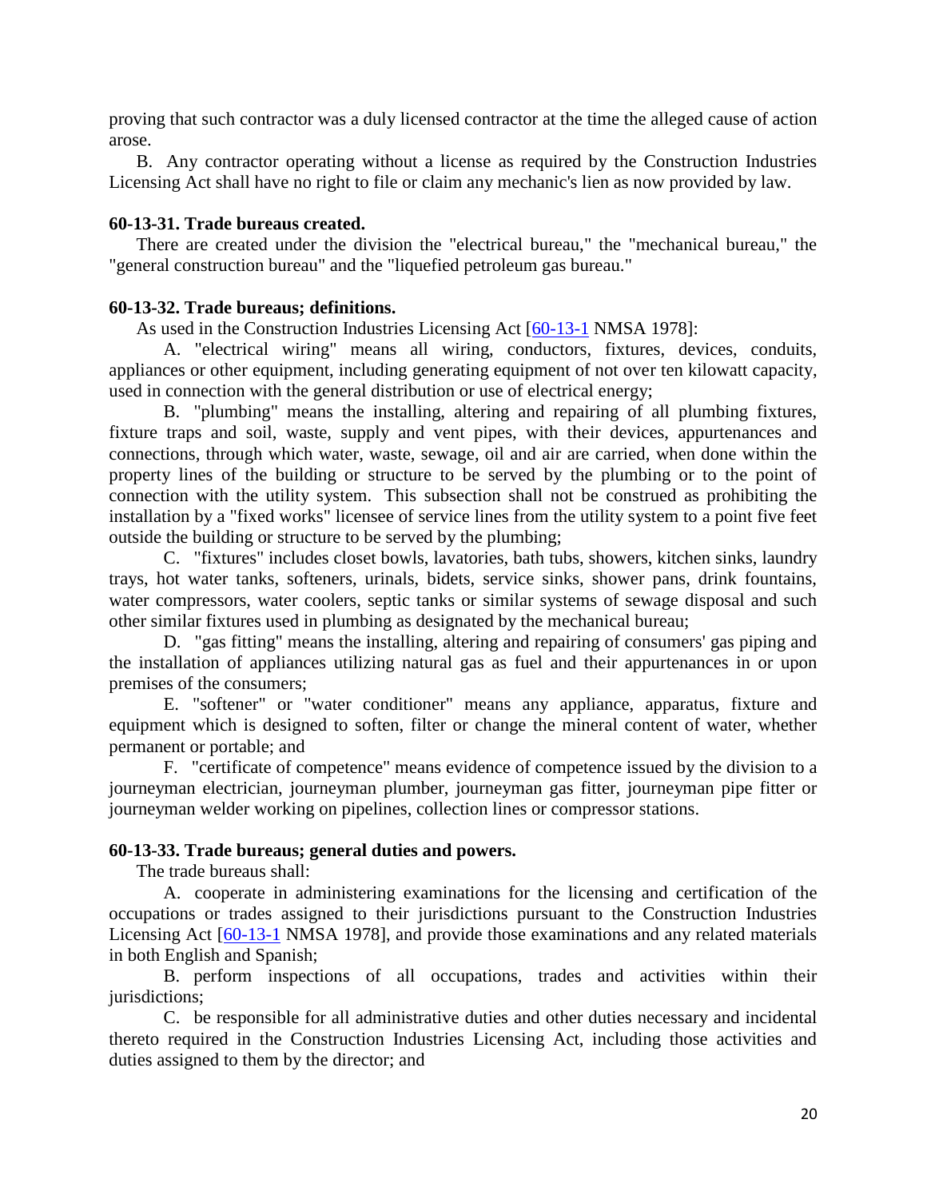proving that such contractor was a duly licensed contractor at the time the alleged cause of action arose.

B. Any contractor operating without a license as required by the Construction Industries Licensing Act shall have no right to file or claim any mechanic's lien as now provided by law.

**60-13-31. Trade bureaus created.**

There are created under the division the "electrical bureau," the "mechanical bureau," the "general construction bureau" and the "liquefied petroleum gas bureau."

**60-13-32. Trade bureaus; definitions.**

As used in the Construction Industries Licensing Act [60-13-1 NMSA 1978]:

A. "electrical wiring" means all wiring, conductors, fixtures, devices, conduits, appliances or other equipment, including generating equipment of not over ten kilowatt capacity, used in connection with the general distribution or use of electrical energy;

B. "plumbing" means the installing, altering and repairing of all plumbing fixtures, fixture traps and soil, waste, supply and vent pipes, with their devices, appurtenances and connections, through which water, waste, sewage, oil and air are carried, when done within the property lines of the building or structure to be served by the plumbing or to the point of connection with the utility system. This subsection shall not be construed as prohibiting the installation by a "fixed works" licensee of service lines from the utility system to a point five feet outside the building or structure to be served by the plumbing;

C. "fixtures" includes closet bowls, lavatories, bath tubs, showers, kitchen sinks, laundry trays, hot water tanks, softeners, urinals, bidets, service sinks, shower pans, drink fountains, water compressors, water coolers, septic tanks or similar systems of sewage disposal and such other similar fixtures used in plumbing as designated by the mechanical bureau;

D. "gas fitting" means the installing, altering and repairing of consumers' gas piping and the installation of appliances utilizing natural gas as fuel and their appurtenances in or upon premises of the consumers;

E. "softener" or "water conditioner" means any appliance, apparatus, fixture and equipment which is designed to soften, filter or change the mineral content of water, whether permanent or portable; and

F. "certificate of competence" means evidence of competence issued by the division to a journeyman electrician, journeyman plumber, journeyman gas fitter, journeyman pipe fitter or journeyman welder working on pipelines, collection lines or compressor stations.

**60-13-33. Trade bureaus; general duties and powers.**

The trade bureaus shall:

A. cooperate in administering examinations for the licensing and certification of the occupations or trades assigned to their jurisdictions pursuant to the Construction Industries Licensing Act [60-13-1 NMSA 1978], and provide those examinations and any related materials in both English and Spanish;

B. perform inspections of all occupations, trades and activities within their jurisdictions;

C. be responsible for all administrative duties and other duties necessary and incidental thereto required in the Construction Industries Licensing Act, including those activities and duties assigned to them by the director; and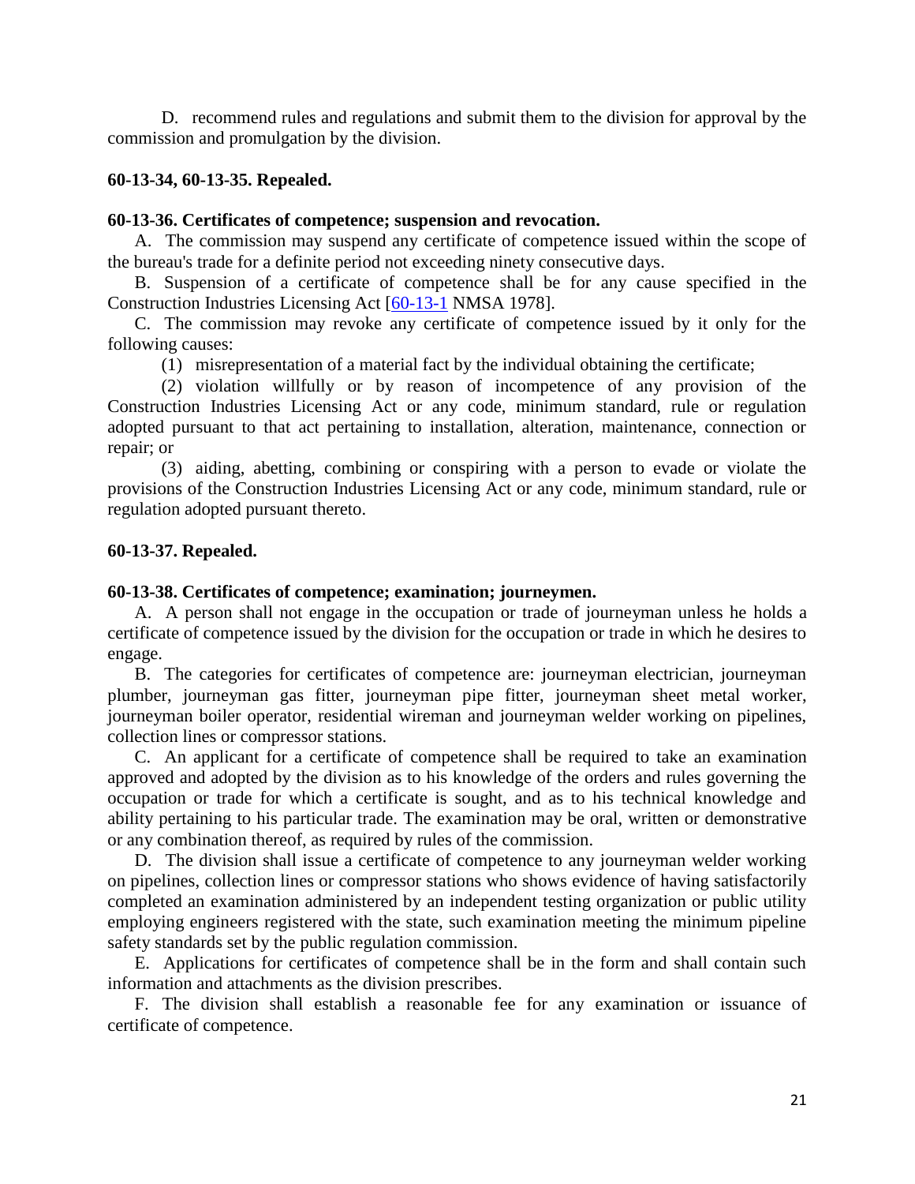D. recommend rules and regulations and submit them to the division for approval by the commission and promulgation by the division.

**60-13-34, 60-13-35. Repealed.**

**60-13-36. Certificates of competence; suspension and revocation.**

A. The commission may suspend any certificate of competence issued within the scope of the bureau's trade for a definite period not exceeding ninety consecutive days.

B. Suspension of a certificate of competence shall be for any cause specified in the Construction Industries Licensing Act [60-13-1 NMSA 1978].

C. The commission may revoke any certificate of competence issued by it only for the following causes:

(1) misrepresentation of a material fact by the individual obtaining the certificate;

(2) violation willfully or by reason of incompetence of any provision of the Construction Industries Licensing Act or any code, minimum standard, rule or regulation adopted pursuant to that act pertaining to installation, alteration, maintenance, connection or repair; or

(3) aiding, abetting, combining or conspiring with a person to evade or violate the provisions of the Construction Industries Licensing Act or any code, minimum standard, rule or regulation adopted pursuant thereto.

**60-13-37. Repealed.**

**60-13-38. Certificates of competence; examination; journeymen.**

A. A person shall not engage in the occupation or trade of journeyman unless he holds a certificate of competence issued by the division for the occupation or trade in which he desires to engage.

B. The categories for certificates of competence are: journeyman electrician, journeyman plumber, journeyman gas fitter, journeyman pipe fitter, journeyman sheet metal worker, journeyman boiler operator, residential wireman and journeyman welder working on pipelines, collection lines or compressor stations.

C. An applicant for a certificate of competence shall be required to take an examination approved and adopted by the division as to his knowledge of the orders and rules governing the occupation or trade for which a certificate is sought, and as to his technical knowledge and ability pertaining to his particular trade. The examination may be oral, written or demonstrative or any combination thereof, as required by rules of the commission.

D. The division shall issue a certificate of competence to any journeyman welder working on pipelines, collection lines or compressor stations who shows evidence of having satisfactorily completed an examination administered by an independent testing organization or public utility employing engineers registered with the state, such examination meeting the minimum pipeline safety standards set by the public regulation commission.

E. Applications for certificates of competence shall be in the form and shall contain such information and attachments as the division prescribes.

F. The division shall establish a reasonable fee for any examination or issuance of certificate of competence.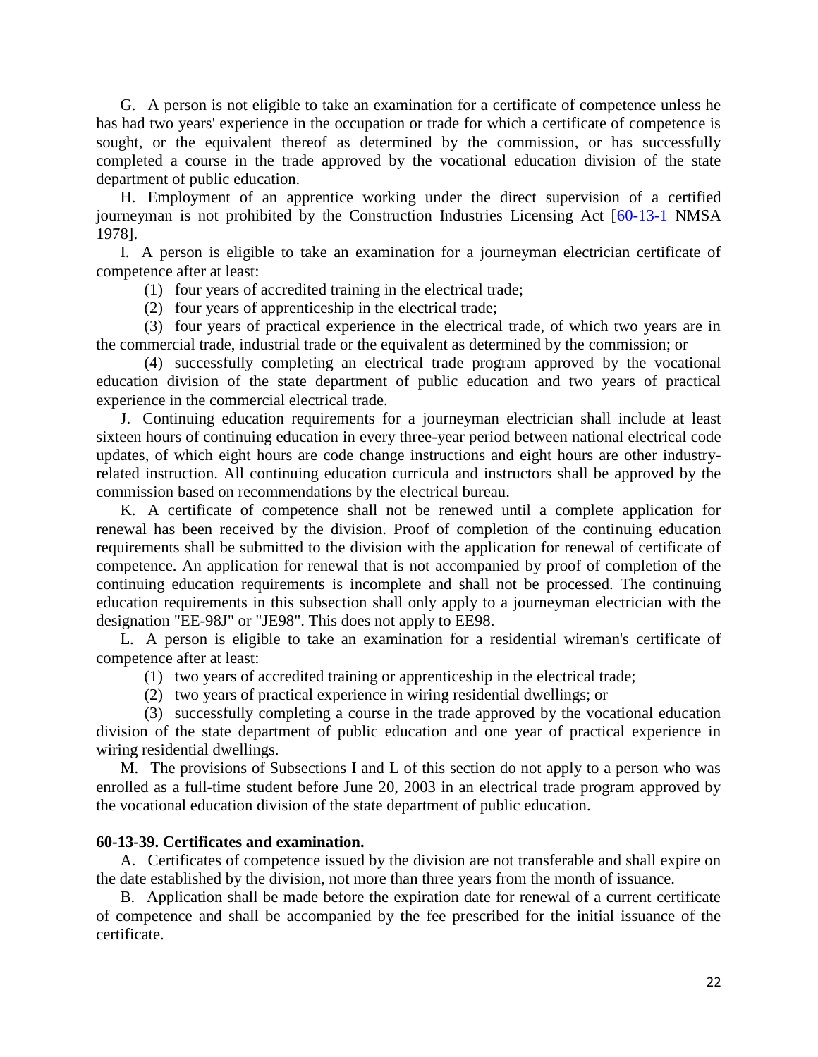G. A person is not eligible to take an examination for a certificate of competence unless he has had two years' experience in the occupation or trade for which a certificate of competence is sought, or the equivalent thereof as determined by the commission, or has successfully completed a course in the trade approved by the vocational education division of the state department of public education.

H. Employment of an apprentice working under the direct supervision of a certified journeyman is not prohibited by the Construction Industries Licensing Act [60-13-1 NMSA 1978].

I. A person is eligible to take an examination for a journeyman electrician certificate of competence after at least:

(1) four years of accredited training in the electrical trade;

(2) four years of apprenticeship in the electrical trade;

(3) four years of practical experience in the electrical trade, of which two years are in the commercial trade, industrial trade or the equivalent as determined by the commission; or

(4) successfully completing an electrical trade program approved by the vocational education division of the state department of public education and two years of practical experience in the commercial electrical trade.

J. Continuing education requirements for a journeyman electrician shall include at least sixteen hours of continuing education in every three-year period between national electrical code updates, of which eight hours are code change instructions and eight hours are other industry-related instruction. All continuing education curricula and instructors shall be approved by the commission based on recommendations by the electrical bureau.

K. A certificate of competence shall not be renewed until a complete application for renewal has been received by the division. Proof of completion of the continuing education requirements shall be submitted to the division with the application for renewal of certificate of competence. An application for renewal that is not accompanied by proof of completion of the continuing education requirements is incomplete and shall not be processed. The continuing education requirements in this subsection shall only apply to a journeyman electrician with the designation "EE-98J" or "JE98". This does not apply to EE98.

L. A person is eligible to take an examination for a residential wireman's certificate of competence after at least:

(1) two years of accredited training or apprenticeship in the electrical trade;

(2) two years of practical experience in wiring residential dwellings; or

(3) successfully completing a course in the trade approved by the vocational education division of the state department of public education and one year of practical experience in wiring residential dwellings.

M. The provisions of Subsections I and L of this section do not apply to a person who was enrolled as a full-time student before June 20, 2003 in an electrical trade program approved by the vocational education division of the state department of public education.

**60-13-39. Certificates and examination.**

A. Certificates of competence issued by the division are not transferable and shall expire on the date established by the division, not more than three years from the month of issuance.

B. Application shall be made before the expiration date for renewal of a current certificate of competence and shall be accompanied by the fee prescribed for the initial issuance of the certificate.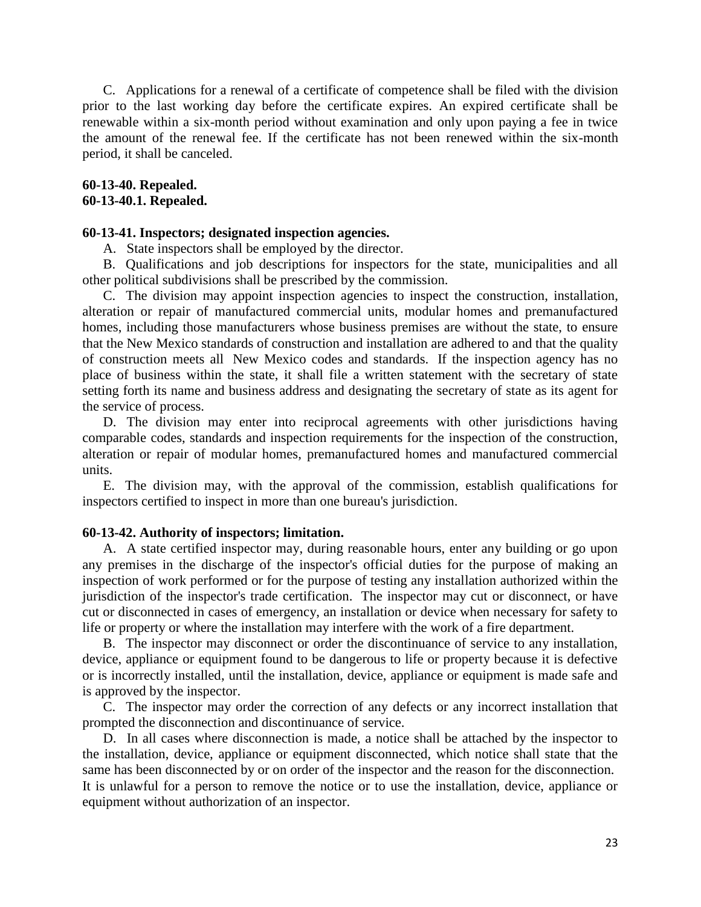C. Applications for a renewal of a certificate of competence shall be filed with the division prior to the last working day before the certificate expires. An expired certificate shall be renewable within a six-month period without examination and only upon paying a fee in twice the amount of the renewal fee. If the certificate has not been renewed within the six-month period, it shall be canceled.

**60-13-40. Repealed.**
**60-13-40.1. Repealed.**

**60-13-41. Inspectors; designated inspection agencies.**

A. State inspectors shall be employed by the director.

B. Qualifications and job descriptions for inspectors for the state, municipalities and all other political subdivisions shall be prescribed by the commission.

C. The division may appoint inspection agencies to inspect the construction, installation, alteration or repair of manufactured commercial units, modular homes and premanufactured homes, including those manufacturers whose business premises are without the state, to ensure that the New Mexico standards of construction and installation are adhered to and that the quality of construction meets all New Mexico codes and standards. If the inspection agency has no place of business within the state, it shall file a written statement with the secretary of state setting forth its name and business address and designating the secretary of state as its agent for the service of process.

D. The division may enter into reciprocal agreements with other jurisdictions having comparable codes, standards and inspection requirements for the inspection of the construction, alteration or repair of modular homes, premanufactured homes and manufactured commercial units.

E. The division may, with the approval of the commission, establish qualifications for inspectors certified to inspect in more than one bureau's jurisdiction.

**60-13-42. Authority of inspectors; limitation.**

A. A state certified inspector may, during reasonable hours, enter any building or go upon any premises in the discharge of the inspector's official duties for the purpose of making an inspection of work performed or for the purpose of testing any installation authorized within the jurisdiction of the inspector's trade certification. The inspector may cut or disconnect, or have cut or disconnected in cases of emergency, an installation or device when necessary for safety to life or property or where the installation may interfere with the work of a fire department.

B. The inspector may disconnect or order the discontinuance of service to any installation, device, appliance or equipment found to be dangerous to life or property because it is defective or is incorrectly installed, until the installation, device, appliance or equipment is made safe and is approved by the inspector.

C. The inspector may order the correction of any defects or any incorrect installation that prompted the disconnection and discontinuance of service.

D. In all cases where disconnection is made, a notice shall be attached by the inspector to the installation, device, appliance or equipment disconnected, which notice shall state that the same has been disconnected by or on order of the inspector and the reason for the disconnection. It is unlawful for a person to remove the notice or to use the installation, device, appliance or equipment without authorization of an inspector.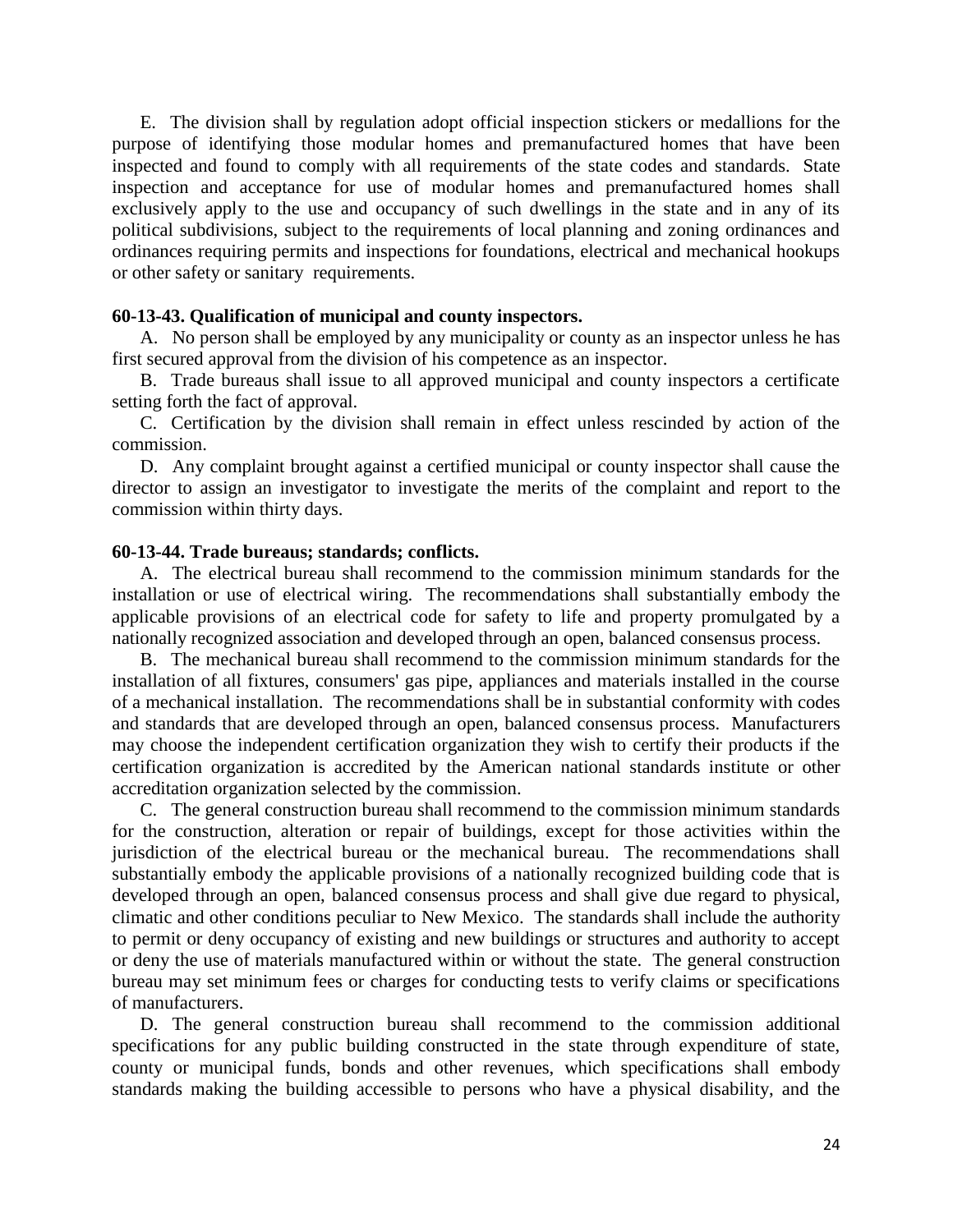E. The division shall by regulation adopt official inspection stickers or medallions for the purpose of identifying those modular homes and premanufactured homes that have been inspected and found to comply with all requirements of the state codes and standards. State inspection and acceptance for use of modular homes and premanufactured homes shall exclusively apply to the use and occupancy of such dwellings in the state and in any of its political subdivisions, subject to the requirements of local planning and zoning ordinances and ordinances requiring permits and inspections for foundations, electrical and mechanical hookups or other safety or sanitary requirements.

**60-13-43. Qualification of municipal and county inspectors.**

A. No person shall be employed by any municipality or county as an inspector unless he has first secured approval from the division of his competence as an inspector.

B. Trade bureaus shall issue to all approved municipal and county inspectors a certificate setting forth the fact of approval.

C. Certification by the division shall remain in effect unless rescinded by action of the commission.

D. Any complaint brought against a certified municipal or county inspector shall cause the director to assign an investigator to investigate the merits of the complaint and report to the commission within thirty days.

**60-13-44. Trade bureaus; standards; conflicts.**

A. The electrical bureau shall recommend to the commission minimum standards for the installation or use of electrical wiring. The recommendations shall substantially embody the applicable provisions of an electrical code for safety to life and property promulgated by a nationally recognized association and developed through an open, balanced consensus process.

B. The mechanical bureau shall recommend to the commission minimum standards for the installation of all fixtures, consumers' gas pipe, appliances and materials installed in the course of a mechanical installation. The recommendations shall be in substantial conformity with codes and standards that are developed through an open, balanced consensus process. Manufacturers may choose the independent certification organization they wish to certify their products if the certification organization is accredited by the American national standards institute or other accreditation organization selected by the commission.

C. The general construction bureau shall recommend to the commission minimum standards for the construction, alteration or repair of buildings, except for those activities within the jurisdiction of the electrical bureau or the mechanical bureau. The recommendations shall substantially embody the applicable provisions of a nationally recognized building code that is developed through an open, balanced consensus process and shall give due regard to physical, climatic and other conditions peculiar to New Mexico. The standards shall include the authority to permit or deny occupancy of existing and new buildings or structures and authority to accept or deny the use of materials manufactured within or without the state. The general construction bureau may set minimum fees or charges for conducting tests to verify claims or specifications of manufacturers.

D. The general construction bureau shall recommend to the commission additional specifications for any public building constructed in the state through expenditure of state, county or municipal funds, bonds and other revenues, which specifications shall embody standards making the building accessible to persons who have a physical disability, and the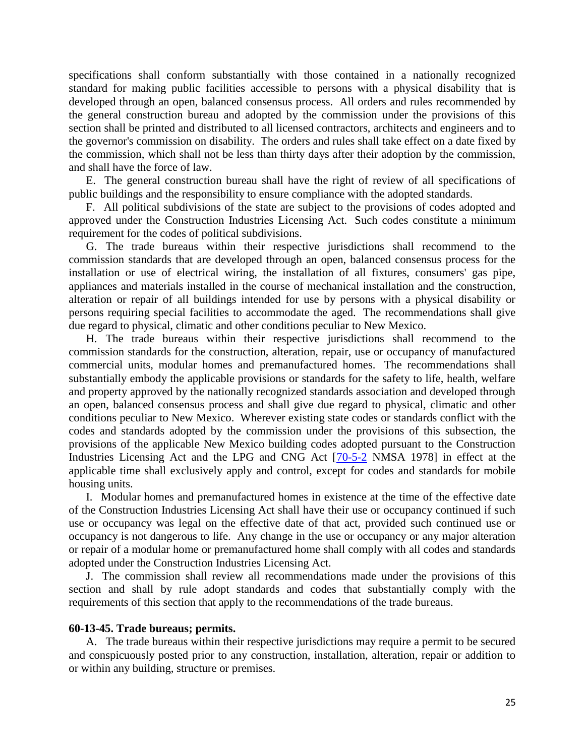specifications shall conform substantially with those contained in a nationally recognized standard for making public facilities accessible to persons with a physical disability that is developed through an open, balanced consensus process. All orders and rules recommended by the general construction bureau and adopted by the commission under the provisions of this section shall be printed and distributed to all licensed contractors, architects and engineers and to the governor's commission on disability. The orders and rules shall take effect on a date fixed by the commission, which shall not be less than thirty days after their adoption by the commission, and shall have the force of law.

E. The general construction bureau shall have the right of review of all specifications of public buildings and the responsibility to ensure compliance with the adopted standards.

F. All political subdivisions of the state are subject to the provisions of codes adopted and approved under the Construction Industries Licensing Act. Such codes constitute a minimum requirement for the codes of political subdivisions.

G. The trade bureaus within their respective jurisdictions shall recommend to the commission standards that are developed through an open, balanced consensus process for the installation or use of electrical wiring, the installation of all fixtures, consumers' gas pipe, appliances and materials installed in the course of mechanical installation and the construction, alteration or repair of all buildings intended for use by persons with a physical disability or persons requiring special facilities to accommodate the aged. The recommendations shall give due regard to physical, climatic and other conditions peculiar to New Mexico.

H. The trade bureaus within their respective jurisdictions shall recommend to the commission standards for the construction, alteration, repair, use or occupancy of manufactured commercial units, modular homes and premanufactured homes. The recommendations shall substantially embody the applicable provisions or standards for the safety to life, health, welfare and property approved by the nationally recognized standards association and developed through an open, balanced consensus process and shall give due regard to physical, climatic and other conditions peculiar to New Mexico. Wherever existing state codes or standards conflict with the codes and standards adopted by the commission under the provisions of this subsection, the provisions of the applicable New Mexico building codes adopted pursuant to the Construction Industries Licensing Act and the LPG and CNG Act [70-5-2 NMSA 1978] in effect at the applicable time shall exclusively apply and control, except for codes and standards for mobile housing units.

I. Modular homes and premanufactured homes in existence at the time of the effective date of the Construction Industries Licensing Act shall have their use or occupancy continued if such use or occupancy was legal on the effective date of that act, provided such continued use or occupancy is not dangerous to life. Any change in the use or occupancy or any major alteration or repair of a modular home or premanufactured home shall comply with all codes and standards adopted under the Construction Industries Licensing Act.

J. The commission shall review all recommendations made under the provisions of this section and shall by rule adopt standards and codes that substantially comply with the requirements of this section that apply to the recommendations of the trade bureaus.

**60-13-45. Trade bureaus; permits.**

A. The trade bureaus within their respective jurisdictions may require a permit to be secured and conspicuously posted prior to any construction, installation, alteration, repair or addition to or within any building, structure or premises.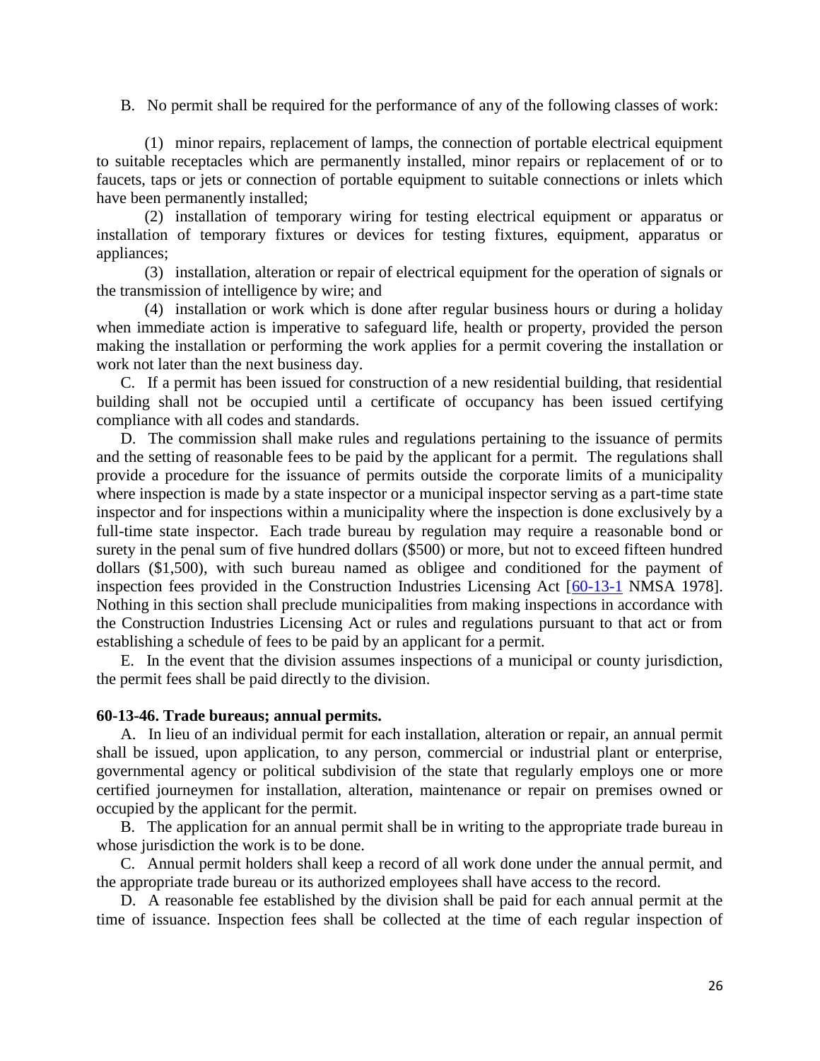B. No permit shall be required for the performance of any of the following classes of work:

(1) minor repairs, replacement of lamps, the connection of portable electrical equipment to suitable receptacles which are permanently installed, minor repairs or replacement of or to faucets, taps or jets or connection of portable equipment to suitable connections or inlets which have been permanently installed;

(2) installation of temporary wiring for testing electrical equipment or apparatus or installation of temporary fixtures or devices for testing fixtures, equipment, apparatus or appliances;

(3) installation, alteration or repair of electrical equipment for the operation of signals or the transmission of intelligence by wire; and

(4) installation or work which is done after regular business hours or during a holiday when immediate action is imperative to safeguard life, health or property, provided the person making the installation or performing the work applies for a permit covering the installation or work not later than the next business day.

C. If a permit has been issued for construction of a new residential building, that residential building shall not be occupied until a certificate of occupancy has been issued certifying compliance with all codes and standards.

D. The commission shall make rules and regulations pertaining to the issuance of permits and the setting of reasonable fees to be paid by the applicant for a permit. The regulations shall provide a procedure for the issuance of permits outside the corporate limits of a municipality where inspection is made by a state inspector or a municipal inspector serving as a part-time state inspector and for inspections within a municipality where the inspection is done exclusively by a full-time state inspector. Each trade bureau by regulation may require a reasonable bond or surety in the penal sum of five hundred dollars ($500) or more, but not to exceed fifteen hundred dollars ($1,500), with such bureau named as obligee and conditioned for the payment of inspection fees provided in the Construction Industries Licensing Act [60-13-1 NMSA 1978]. Nothing in this section shall preclude municipalities from making inspections in accordance with the Construction Industries Licensing Act or rules and regulations pursuant to that act or from establishing a schedule of fees to be paid by an applicant for a permit.

E. In the event that the division assumes inspections of a municipal or county jurisdiction, the permit fees shall be paid directly to the division.

**60-13-46. Trade bureaus; annual permits.**

A. In lieu of an individual permit for each installation, alteration or repair, an annual permit shall be issued, upon application, to any person, commercial or industrial plant or enterprise, governmental agency or political subdivision of the state that regularly employs one or more certified journeymen for installation, alteration, maintenance or repair on premises owned or occupied by the applicant for the permit.

B. The application for an annual permit shall be in writing to the appropriate trade bureau in whose jurisdiction the work is to be done.

C. Annual permit holders shall keep a record of all work done under the annual permit, and the appropriate trade bureau or its authorized employees shall have access to the record.

D. A reasonable fee established by the division shall be paid for each annual permit at the time of issuance. Inspection fees shall be collected at the time of each regular inspection of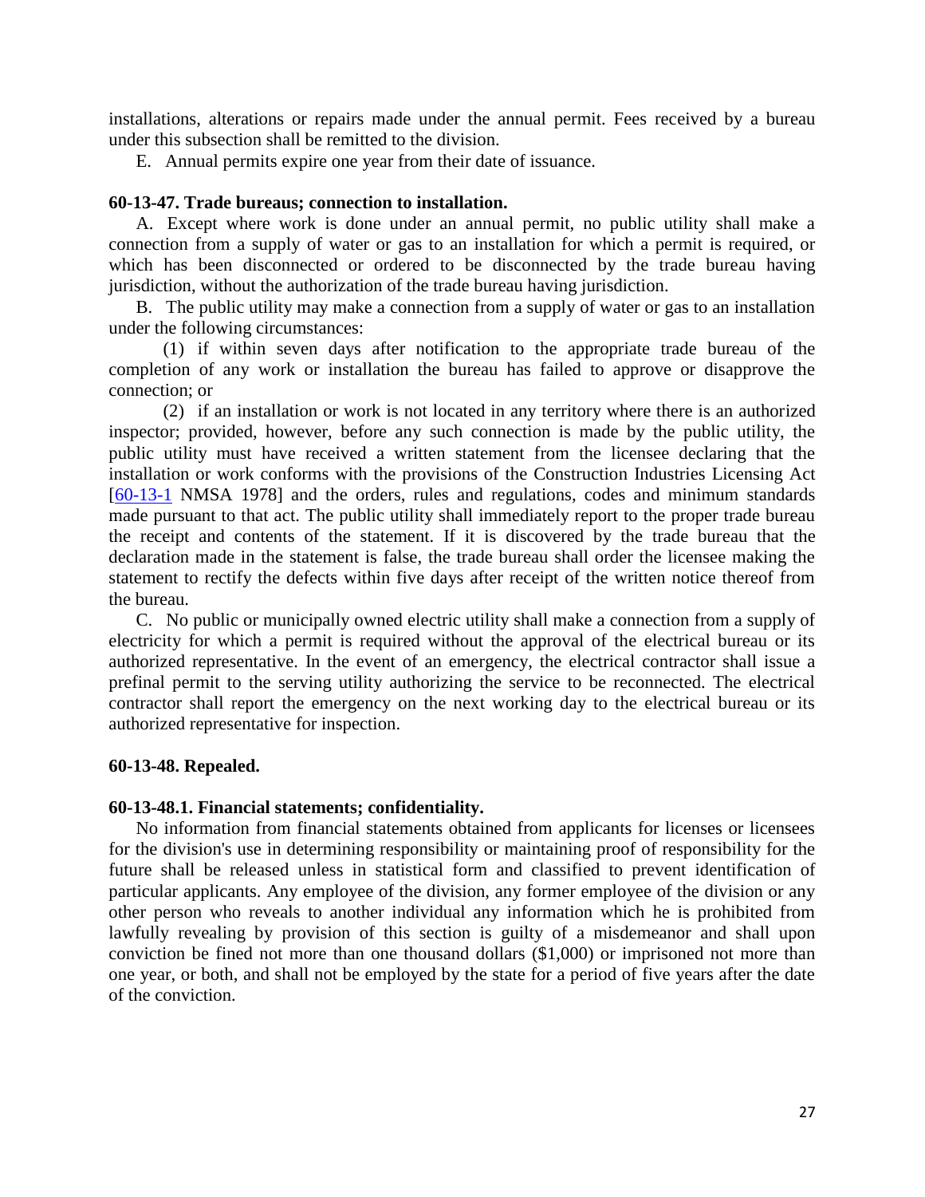installations, alterations or repairs made under the annual permit. Fees received by a bureau under this subsection shall be remitted to the division.

E. Annual permits expire one year from their date of issuance.

**60-13-47. Trade bureaus; connection to installation.**

A. Except where work is done under an annual permit, no public utility shall make a connection from a supply of water or gas to an installation for which a permit is required, or which has been disconnected or ordered to be disconnected by the trade bureau having jurisdiction, without the authorization of the trade bureau having jurisdiction.

B. The public utility may make a connection from a supply of water or gas to an installation under the following circumstances:

(1) if within seven days after notification to the appropriate trade bureau of the completion of any work or installation the bureau has failed to approve or disapprove the connection; or

(2) if an installation or work is not located in any territory where there is an authorized inspector; provided, however, before any such connection is made by the public utility, the public utility must have received a written statement from the licensee declaring that the installation or work conforms with the provisions of the Construction Industries Licensing Act [60-13-1 NMSA 1978] and the orders, rules and regulations, codes and minimum standards made pursuant to that act. The public utility shall immediately report to the proper trade bureau the receipt and contents of the statement. If it is discovered by the trade bureau that the declaration made in the statement is false, the trade bureau shall order the licensee making the statement to rectify the defects within five days after receipt of the written notice thereof from the bureau.

C. No public or municipally owned electric utility shall make a connection from a supply of electricity for which a permit is required without the approval of the electrical bureau or its authorized representative. In the event of an emergency, the electrical contractor shall issue a prefinal permit to the serving utility authorizing the service to be reconnected. The electrical contractor shall report the emergency on the next working day to the electrical bureau or its authorized representative for inspection.

**60-13-48. Repealed.**

**60-13-48.1. Financial statements; confidentiality.**

No information from financial statements obtained from applicants for licenses or licensees for the division's use in determining responsibility or maintaining proof of responsibility for the future shall be released unless in statistical form and classified to prevent identification of particular applicants. Any employee of the division, any former employee of the division or any other person who reveals to another individual any information which he is prohibited from lawfully revealing by provision of this section is guilty of a misdemeanor and shall upon conviction be fined not more than one thousand dollars ($1,000) or imprisoned not more than one year, or both, and shall not be employed by the state for a period of five years after the date of the conviction.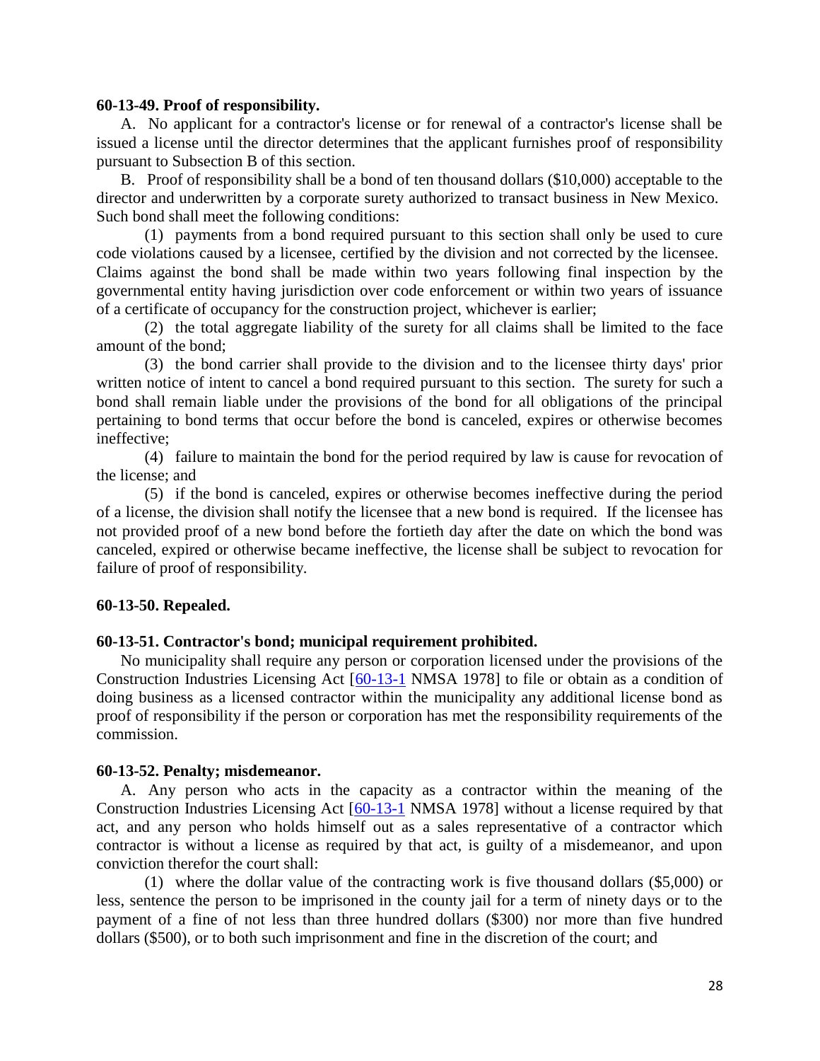**60-13-49. Proof of responsibility.**

A. No applicant for a contractor's license or for renewal of a contractor's license shall be issued a license until the director determines that the applicant furnishes proof of responsibility pursuant to Subsection B of this section.

B. Proof of responsibility shall be a bond of ten thousand dollars ($10,000) acceptable to the director and underwritten by a corporate surety authorized to transact business in New Mexico. Such bond shall meet the following conditions:

(1) payments from a bond required pursuant to this section shall only be used to cure code violations caused by a licensee, certified by the division and not corrected by the licensee. Claims against the bond shall be made within two years following final inspection by the governmental entity having jurisdiction over code enforcement or within two years of issuance of a certificate of occupancy for the construction project, whichever is earlier;

(2) the total aggregate liability of the surety for all claims shall be limited to the face amount of the bond;

(3) the bond carrier shall provide to the division and to the licensee thirty days' prior written notice of intent to cancel a bond required pursuant to this section. The surety for such a bond shall remain liable under the provisions of the bond for all obligations of the principal pertaining to bond terms that occur before the bond is canceled, expires or otherwise becomes ineffective;

(4) failure to maintain the bond for the period required by law is cause for revocation of the license; and

(5) if the bond is canceled, expires or otherwise becomes ineffective during the period of a license, the division shall notify the licensee that a new bond is required. If the licensee has not provided proof of a new bond before the fortieth day after the date on which the bond was canceled, expired or otherwise became ineffective, the license shall be subject to revocation for failure of proof of responsibility.

**60-13-50. Repealed.**

**60-13-51. Contractor's bond; municipal requirement prohibited.**

No municipality shall require any person or corporation licensed under the provisions of the Construction Industries Licensing Act [60-13-1 NMSA 1978] to file or obtain as a condition of doing business as a licensed contractor within the municipality any additional license bond as proof of responsibility if the person or corporation has met the responsibility requirements of the commission.

**60-13-52. Penalty; misdemeanor.**

A. Any person who acts in the capacity as a contractor within the meaning of the Construction Industries Licensing Act [60-13-1 NMSA 1978] without a license required by that act, and any person who holds himself out as a sales representative of a contractor which contractor is without a license as required by that act, is guilty of a misdemeanor, and upon conviction therefor the court shall:

(1) where the dollar value of the contracting work is five thousand dollars ($5,000) or less, sentence the person to be imprisoned in the county jail for a term of ninety days or to the payment of a fine of not less than three hundred dollars ($300) nor more than five hundred dollars ($500), or to both such imprisonment and fine in the discretion of the court; and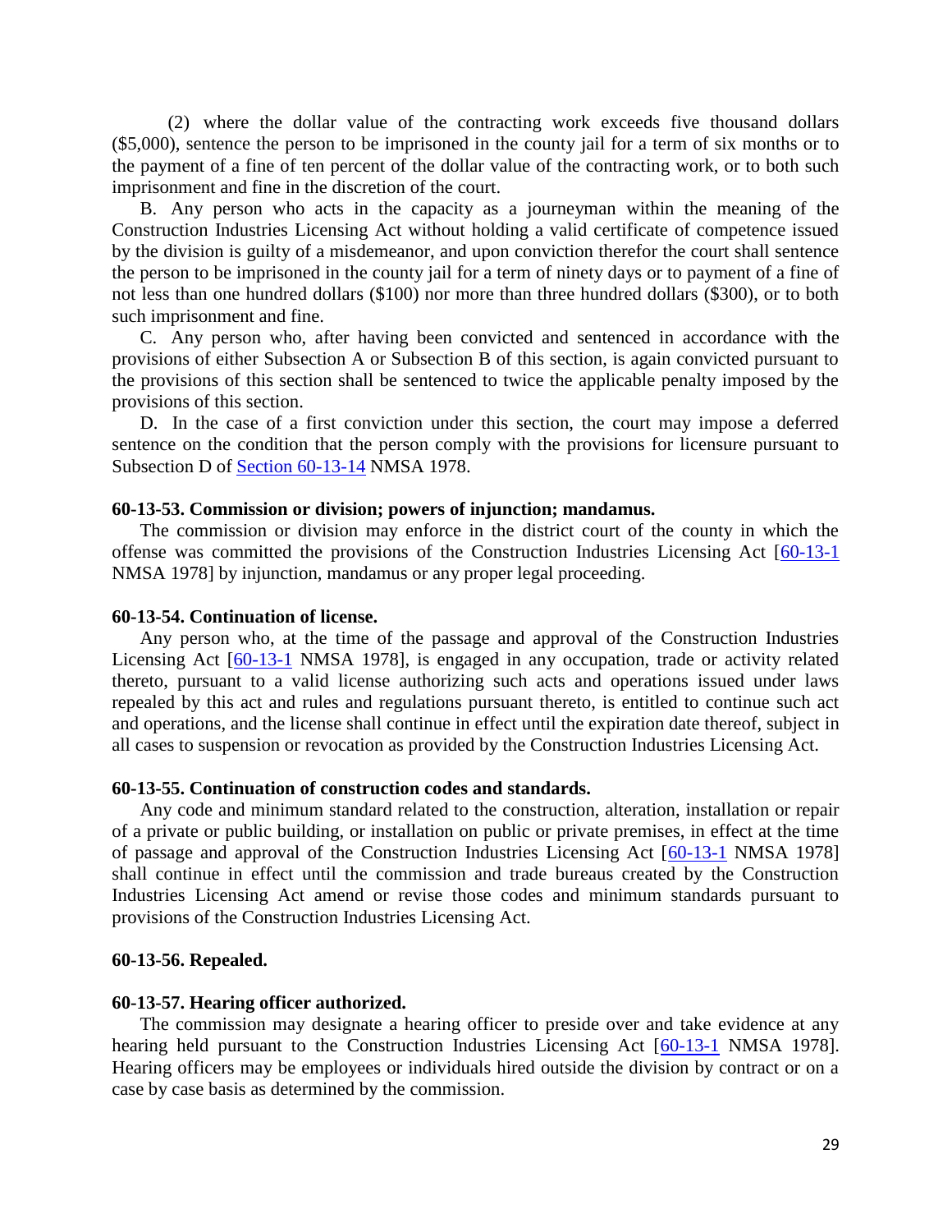(2) where the dollar value of the contracting work exceeds five thousand dollars ($5,000), sentence the person to be imprisoned in the county jail for a term of six months or to the payment of a fine of ten percent of the dollar value of the contracting work, or to both such imprisonment and fine in the discretion of the court.

B. Any person who acts in the capacity as a journeyman within the meaning of the Construction Industries Licensing Act without holding a valid certificate of competence issued by the division is guilty of a misdemeanor, and upon conviction therefor the court shall sentence the person to be imprisoned in the county jail for a term of ninety days or to payment of a fine of not less than one hundred dollars ($100) nor more than three hundred dollars ($300), or to both such imprisonment and fine.

C. Any person who, after having been convicted and sentenced in accordance with the provisions of either Subsection A or Subsection B of this section, is again convicted pursuant to the provisions of this section shall be sentenced to twice the applicable penalty imposed by the provisions of this section.

D. In the case of a first conviction under this section, the court may impose a deferred sentence on the condition that the person comply with the provisions for licensure pursuant to Subsection D of Section 60-13-14 NMSA 1978.

**60-13-53. Commission or division; powers of injunction; mandamus.**

The commission or division may enforce in the district court of the county in which the offense was committed the provisions of the Construction Industries Licensing Act [60-13-1 NMSA 1978] by injunction, mandamus or any proper legal proceeding.

**60-13-54. Continuation of license.**

Any person who, at the time of the passage and approval of the Construction Industries Licensing Act [60-13-1 NMSA 1978], is engaged in any occupation, trade or activity related thereto, pursuant to a valid license authorizing such acts and operations issued under laws repealed by this act and rules and regulations pursuant thereto, is entitled to continue such act and operations, and the license shall continue in effect until the expiration date thereof, subject in all cases to suspension or revocation as provided by the Construction Industries Licensing Act.

**60-13-55. Continuation of construction codes and standards.**

Any code and minimum standard related to the construction, alteration, installation or repair of a private or public building, or installation on public or private premises, in effect at the time of passage and approval of the Construction Industries Licensing Act [60-13-1 NMSA 1978] shall continue in effect until the commission and trade bureaus created by the Construction Industries Licensing Act amend or revise those codes and minimum standards pursuant to provisions of the Construction Industries Licensing Act.

**60-13-56. Repealed.**

**60-13-57. Hearing officer authorized.**

The commission may designate a hearing officer to preside over and take evidence at any hearing held pursuant to the Construction Industries Licensing Act [60-13-1 NMSA 1978]. Hearing officers may be employees or individuals hired outside the division by contract or on a case by case basis as determined by the commission.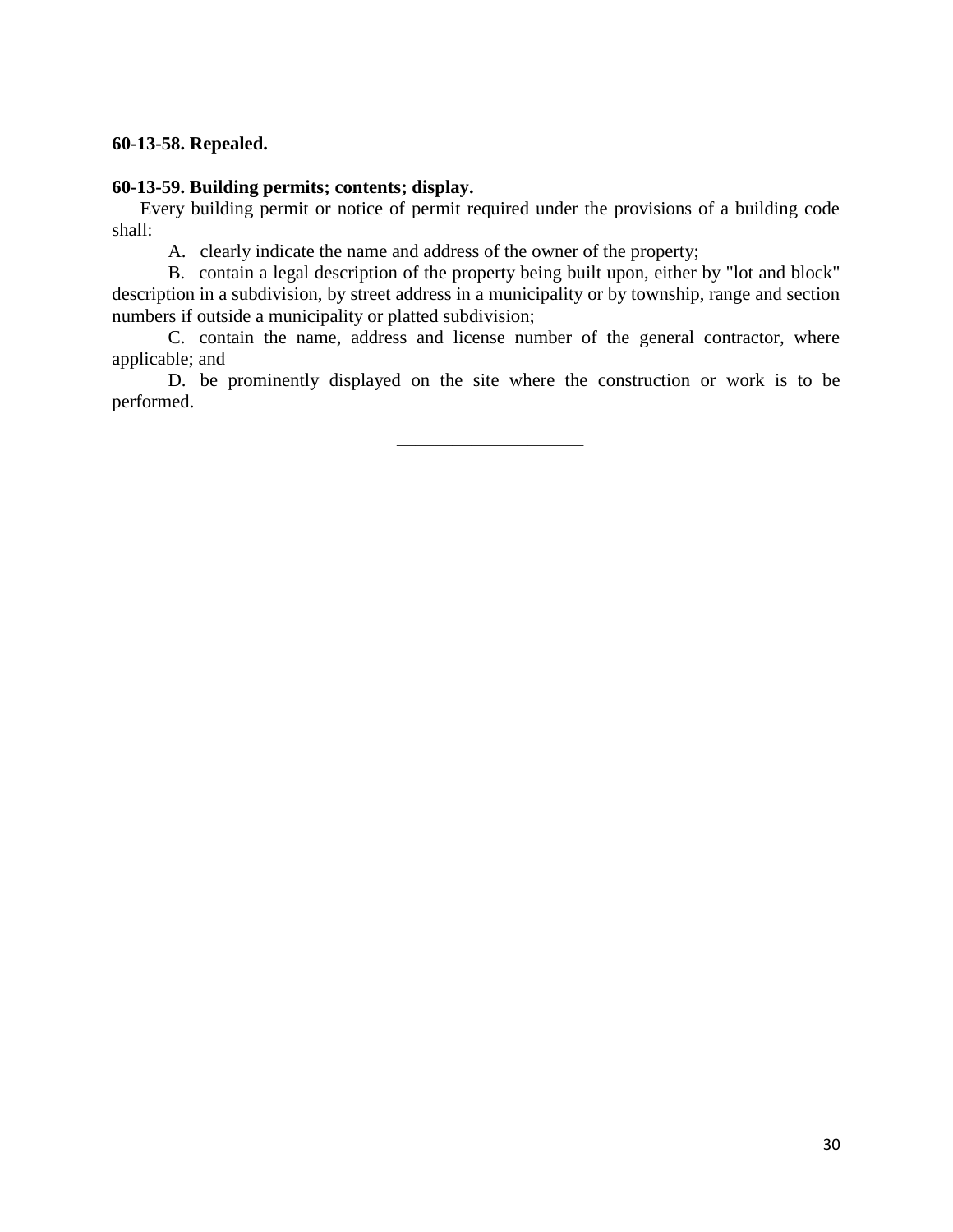**60-13-58. Repealed.**

**60-13-59. Building permits; contents; display.**

Every building permit or notice of permit required under the provisions of a building code shall:

A. clearly indicate the name and address of the owner of the property;

B. contain a legal description of the property being built upon, either by "lot and block" description in a subdivision, by street address in a municipality or by township, range and section numbers if outside a municipality or platted subdivision;

C. contain the name, address and license number of the general contractor, where applicable; and

D. be prominently displayed on the site where the construction or work is to be performed.

---